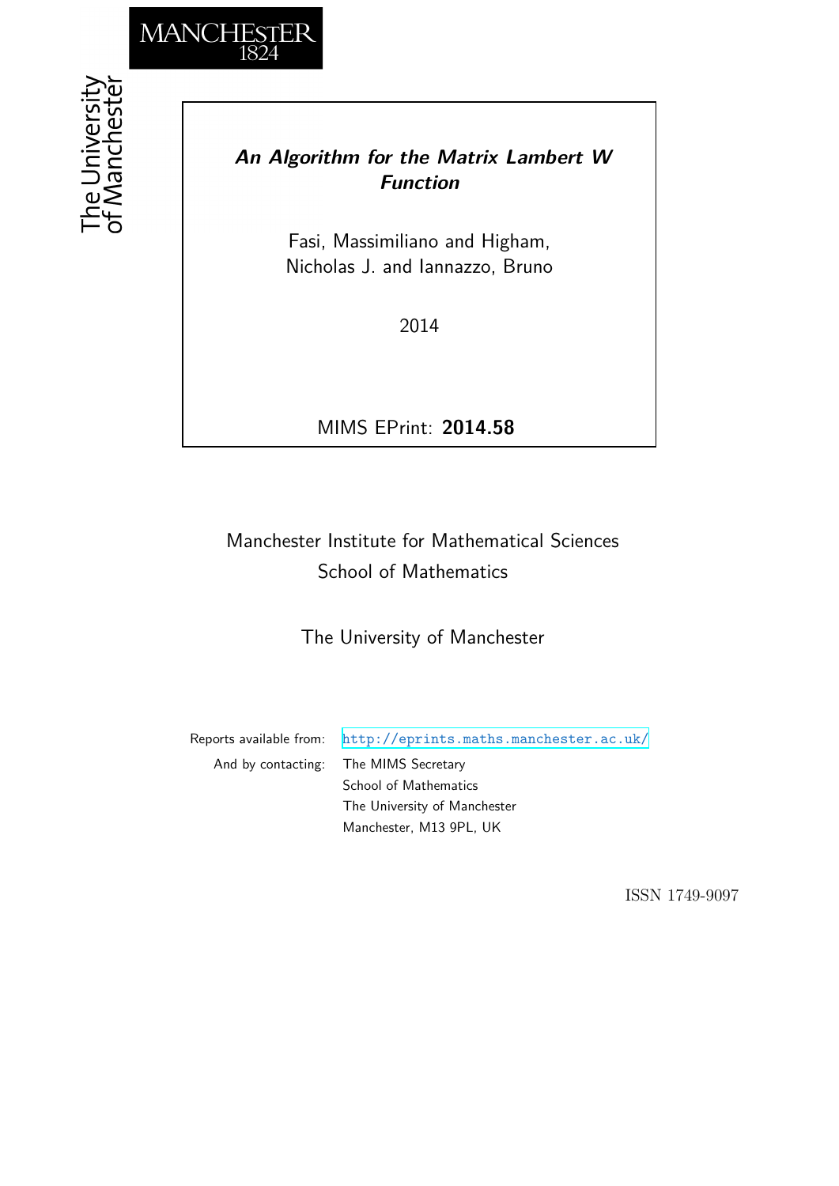MANCHESTER
1824

The University of Manchester

# *An Algorithm for the Matrix Lambert W Function*

Fasi, Massimiliano and Higham, Nicholas J. and Iannazzo, Bruno

2014

MIMS EPrint: **2014.58**

Manchester Institute for Mathematical Sciences
School of Mathematics

The University of Manchester

Reports available from: http://eprints.maths.manchester.ac.uk/
And by contacting: The MIMS Secretary
School of Mathematics
The University of Manchester
Manchester, M13 9PL, UK

ISSN 1749-9097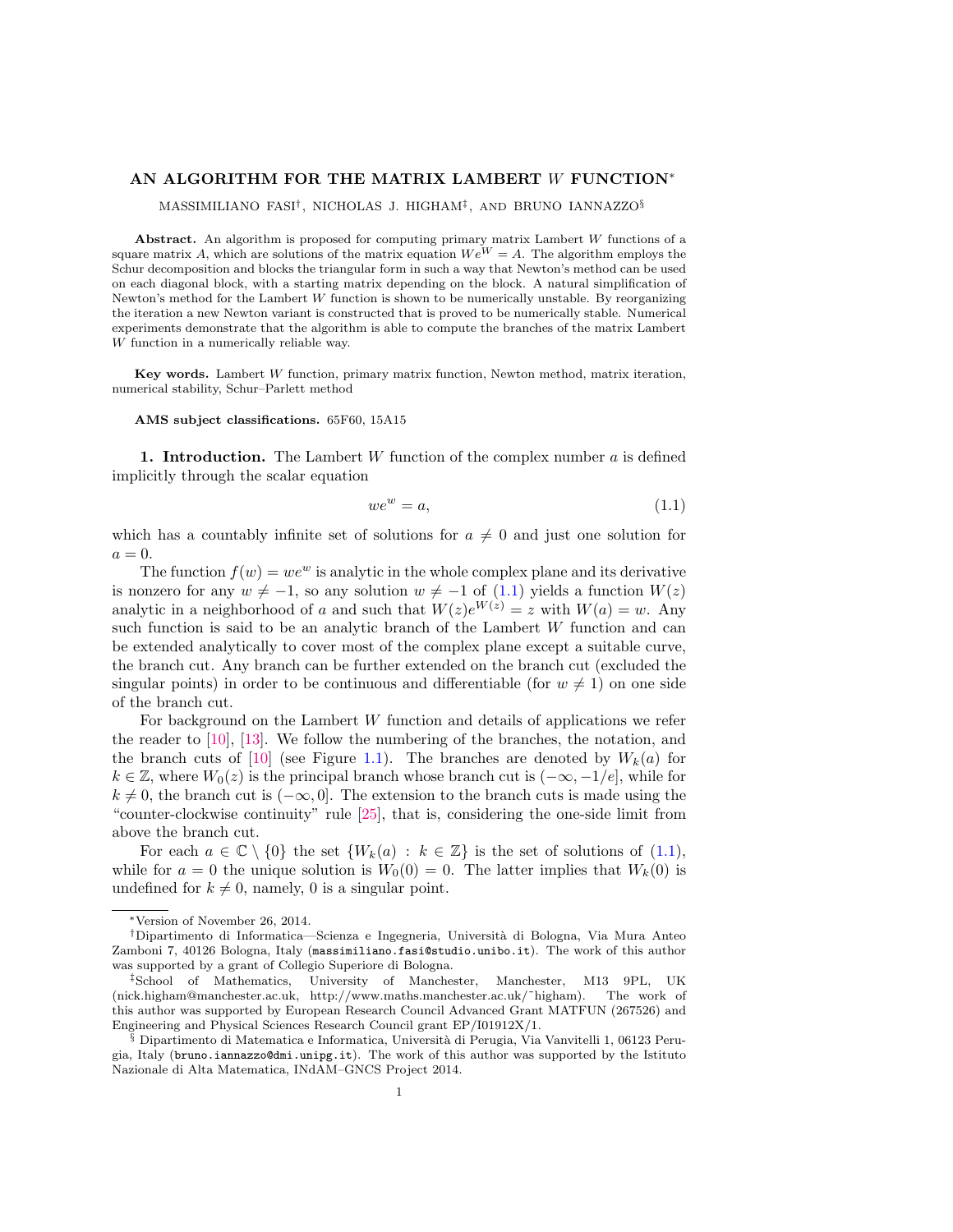# AN ALGORITHM FOR THE MATRIX LAMBERT $W$ FUNCTION*

MASSIMILIANO FASI†, NICHOLAS J. HIGHAM‡, AND BRUNO IANNAZZO§

**Abstract.** An algorithm is proposed for computing primary matrix Lambert $W$ functions of a square matrix $A$, which are solutions of the matrix equation $We^W = A$. The algorithm employs the Schur decomposition and blocks the triangular form in such a way that Newton's method can be used on each diagonal block, with a starting matrix depending on the block. A natural simplification of Newton's method for the Lambert $W$ function is shown to be numerically unstable. By reorganizing the iteration a new Newton variant is constructed that is proved to be numerically stable. Numerical experiments demonstrate that the algorithm is able to compute the branches of the matrix Lambert $W$ function in a numerically reliable way.

**Key words.** Lambert $W$ function, primary matrix function, Newton method, matrix iteration, numerical stability, Schur–Parlett method

**AMS subject classifications.** 65F60, 15A15

**1. Introduction.** The Lambert $W$ function of the complex number $a$ is defined implicitly through the scalar equation

$$we^w = a, \tag{1.1}$$

which has a countably infinite set of solutions for $a \neq 0$ and just one solution for $a = 0$.

The function $f(w) = we^w$ is analytic in the whole complex plane and its derivative is nonzero for any $w \neq -1$, so any solution $w \neq -1$ of (1.1) yields a function $W(z)$ analytic in a neighborhood of $a$ and such that $W(z)e^{W(z)} = z$ with $W(a) = w$. Any such function is said to be an analytic branch of the Lambert $W$ function and can be extended analytically to cover most of the complex plane except a suitable curve, the branch cut. Any branch can be further extended on the branch cut (excluded the singular points) in order to be continuous and differentiable (for $w \neq 1$) on one side of the branch cut.

For background on the Lambert $W$ function and details of applications we refer the reader to [10], [13]. We follow the numbering of the branches, the notation, and the branch cuts of [10] (see Figure 1.1). The branches are denoted by $W_k(a)$ for $k \in \mathbb{Z}$, where $W_0(z)$ is the principal branch whose branch cut is $(-\infty, -1/e]$, while for $k \neq 0$, the branch cut is $(-\infty, 0]$. The extension to the branch cuts is made using the "counter-clockwise continuity" rule [25], that is, considering the one-side limit from above the branch cut.

For each $a \in \mathbb{C} \setminus \{0\}$ the set $\{W_k(a) : k \in \mathbb{Z}\}$ is the set of solutions of (1.1), while for $a = 0$ the unique solution is $W_0(0) = 0$. The latter implies that $W_k(0)$ is undefined for $k \neq 0$, namely, 0 is a singular point.

---

*Version of November 26, 2014.

†Dipartimento di Informatica—Scienza e Ingegneria, Università di Bologna, Via Mura Anteo Zamboni 7, 40126 Bologna, Italy (massimiliano.fasi@studio.unibo.it). The work of this author was supported by a grant of Collegio Superiore di Bologna.

‡School of Mathematics, University of Manchester, Manchester, M13 9PL, UK (nick.higham@manchester.ac.uk, http://www.maths.manchester.ac.uk/~higham). The work of this author was supported by European Research Council Advanced Grant MATFUN (267526) and Engineering and Physical Sciences Research Council grant EP/I01912X/1.

§ Dipartimento di Matematica e Informatica, Università di Perugia, Via Vanvitelli 1, 06123 Perugia, Italy (bruno.iannazzo@dmi.unipg.it). The work of this author was supported by the Istituto Nazionale di Alta Matematica, INdAM–GNCS Project 2014.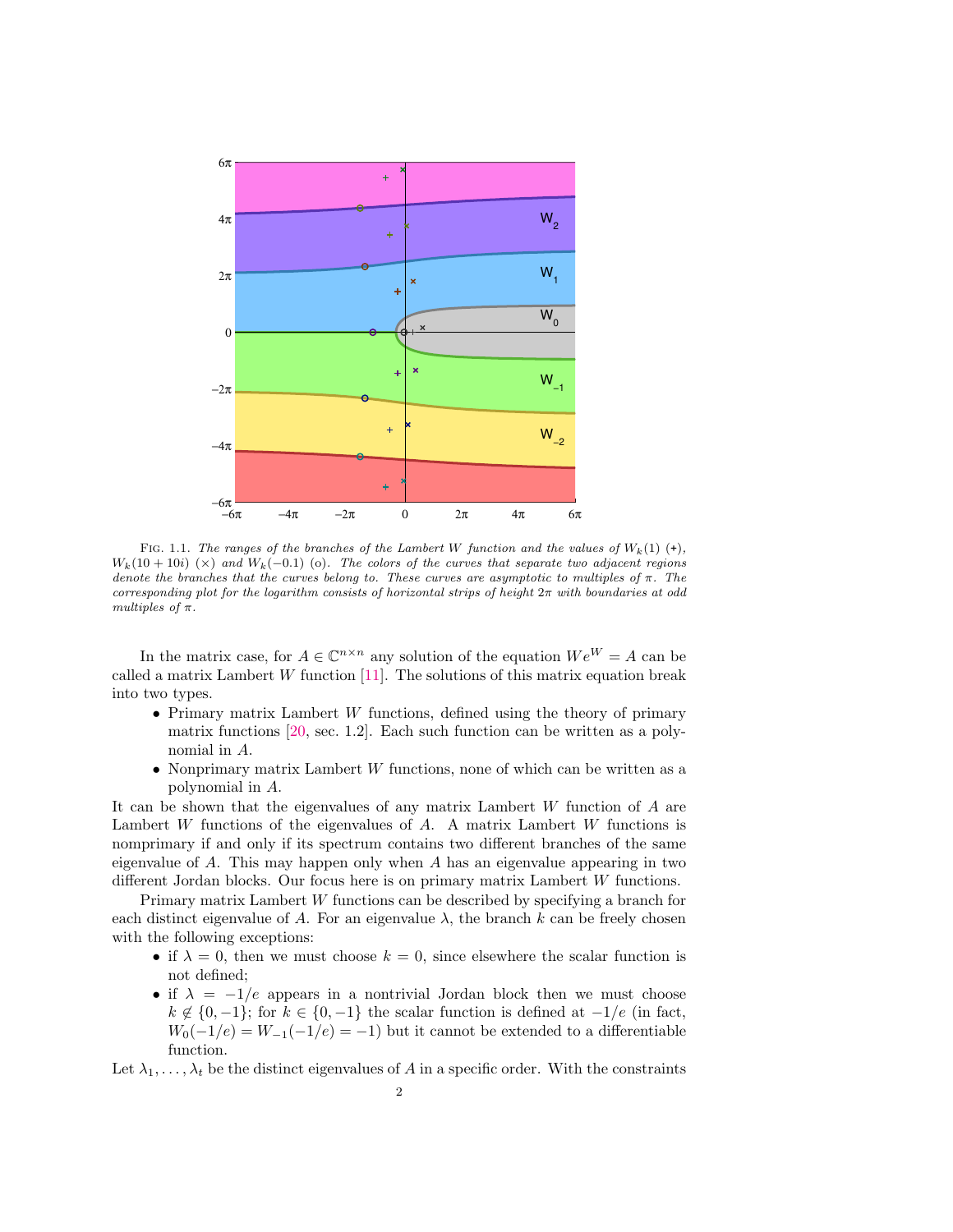Fig. 1.1. *The ranges of the branches of the Lambert W function and the values of $W_k(1)$ (+), $W_k(10+10i)$ (×) and $W_k(-0.1)$ (o). The colors of the curves that separate two adjacent regions denote the branches that the curves belong to. These curves are asymptotic to multiples of $\pi$. The corresponding plot for the logarithm consists of horizontal strips of height $2\pi$ with boundaries at odd multiples of $\pi$.*

In the matrix case, for $A \in \mathbb{C}^{n\times n}$ any solution of the equation $We^W = A$ can be called a matrix Lambert $W$ function [11]. The solutions of this matrix equation break into two types.

- Primary matrix Lambert $W$ functions, defined using the theory of primary matrix functions [20, sec. 1.2]. Each such function can be written as a polynomial in $A$.
- Nonprimary matrix Lambert $W$ functions, none of which can be written as a polynomial in $A$.

It can be shown that the eigenvalues of any matrix Lambert $W$ function of $A$ are Lambert $W$ functions of the eigenvalues of $A$. A matrix Lambert $W$ functions is nomprimary if and only if its spectrum contains two different branches of the same eigenvalue of $A$. This may happen only when $A$ has an eigenvalue appearing in two different Jordan blocks. Our focus here is on primary matrix Lambert $W$ functions.

Primary matrix Lambert $W$ functions can be described by specifying a branch for each distinct eigenvalue of $A$. For an eigenvalue $\lambda$, the branch $k$ can be freely chosen with the following exceptions:

- if $\lambda = 0$, then we must choose $k = 0$, since elsewhere the scalar function is not defined;
- if $\lambda = -1/e$ appears in a nontrivial Jordan block then we must choose $k \notin \{0, -1\}$; for $k \in \{0, -1\}$ the scalar function is defined at $-1/e$ (in fact, $W_0(-1/e) = W_{-1}(-1/e) = -1$) but it cannot be extended to a differentiable function.

Let $\lambda_1, \ldots, \lambda_t$ be the distinct eigenvalues of $A$ in a specific order. With the constraints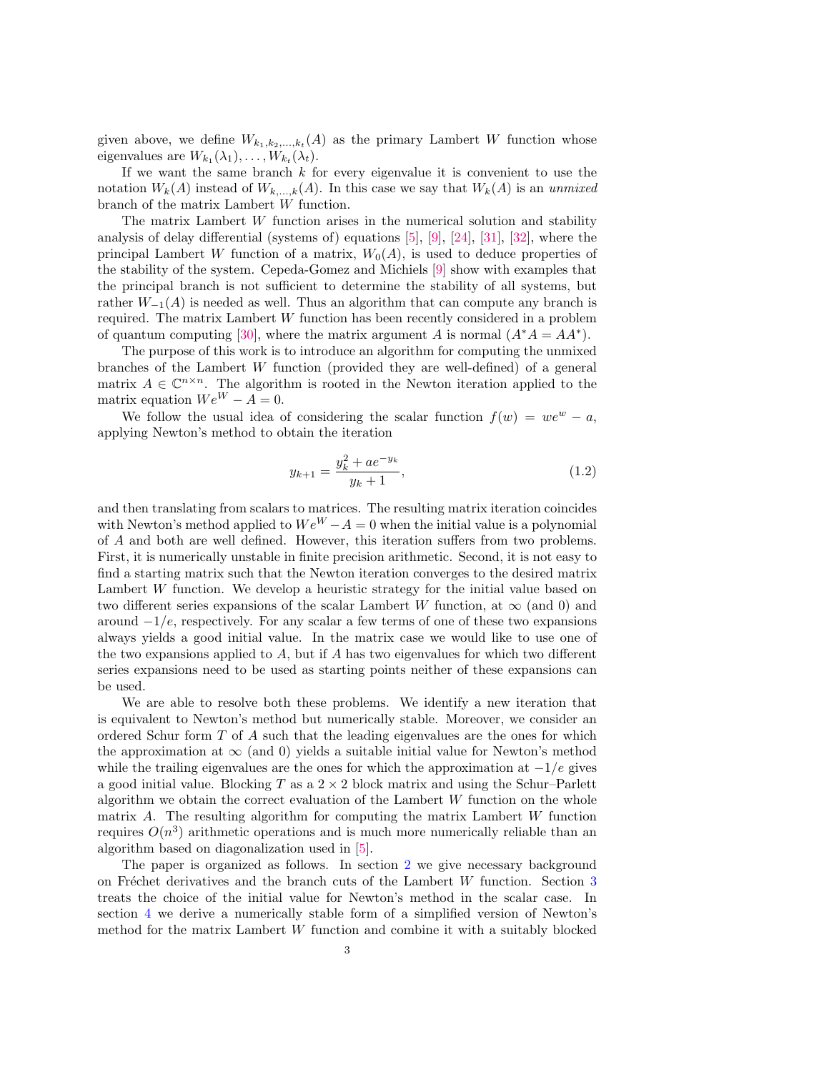given above, we define $W_{k_1,k_2,\ldots,k_t}(A)$ as the primary Lambert $W$ function whose eigenvalues are $W_{k_1}(\lambda_1),\ldots,W_{k_t}(\lambda_t)$.

If we want the same branch $k$ for every eigenvalue it is convenient to use the notation $W_k(A)$ instead of $W_{k,\ldots,k}(A)$. In this case we say that $W_k(A)$ is an *unmixed* branch of the matrix Lambert $W$ function.

The matrix Lambert $W$ function arises in the numerical solution and stability analysis of delay differential (systems of) equations [5], [9], [24], [31], [32], where the principal Lambert $W$ function of a matrix, $W_0(A)$, is used to deduce properties of the stability of the system. Cepeda-Gomez and Michiels [9] show with examples that the principal branch is not sufficient to determine the stability of all systems, but rather $W_{-1}(A)$ is needed as well. Thus an algorithm that can compute any branch is required. The matrix Lambert $W$ function has been recently considered in a problem of quantum computing [30], where the matrix argument $A$ is normal ($A^*A = AA^*$).

The purpose of this work is to introduce an algorithm for computing the unmixed branches of the Lambert $W$ function (provided they are well-defined) of a general matrix $A \in \mathbb{C}^{n\times n}$. The algorithm is rooted in the Newton iteration applied to the matrix equation $We^W - A = 0$.

We follow the usual idea of considering the scalar function $f(w) = we^w - a$, applying Newton's method to obtain the iteration

$$y_{k+1} = \frac{y_k^2 + ae^{-y_k}}{y_k + 1}, \tag{1.2}$$

and then translating from scalars to matrices. The resulting matrix iteration coincides with Newton's method applied to $We^W - A = 0$ when the initial value is a polynomial of $A$ and both are well defined. However, this iteration suffers from two problems. First, it is numerically unstable in finite precision arithmetic. Second, it is not easy to find a starting matrix such that the Newton iteration converges to the desired matrix Lambert $W$ function. We develop a heuristic strategy for the initial value based on two different series expansions of the scalar Lambert $W$ function, at $\infty$ (and 0) and around $-1/e$, respectively. For any scalar a few terms of one of these two expansions always yields a good initial value. In the matrix case we would like to use one of the two expansions applied to $A$, but if $A$ has two eigenvalues for which two different series expansions need to be used as starting points neither of these expansions can be used.

We are able to resolve both these problems. We identify a new iteration that is equivalent to Newton's method but numerically stable. Moreover, we consider an ordered Schur form $T$ of $A$ such that the leading eigenvalues are the ones for which the approximation at $\infty$ (and 0) yields a suitable initial value for Newton's method while the trailing eigenvalues are the ones for which the approximation at $-1/e$ gives a good initial value. Blocking $T$ as a $2 \times 2$ block matrix and using the Schur–Parlett algorithm we obtain the correct evaluation of the Lambert $W$ function on the whole matrix $A$. The resulting algorithm for computing the matrix Lambert $W$ function requires $O(n^3)$ arithmetic operations and is much more numerically reliable than an algorithm based on diagonalization used in [5].

The paper is organized as follows. In section 2 we give necessary background on Fréchet derivatives and the branch cuts of the Lambert $W$ function. Section 3 treats the choice of the initial value for Newton's method in the scalar case. In section 4 we derive a numerically stable form of a simplified version of Newton's method for the matrix Lambert $W$ function and combine it with a suitably blocked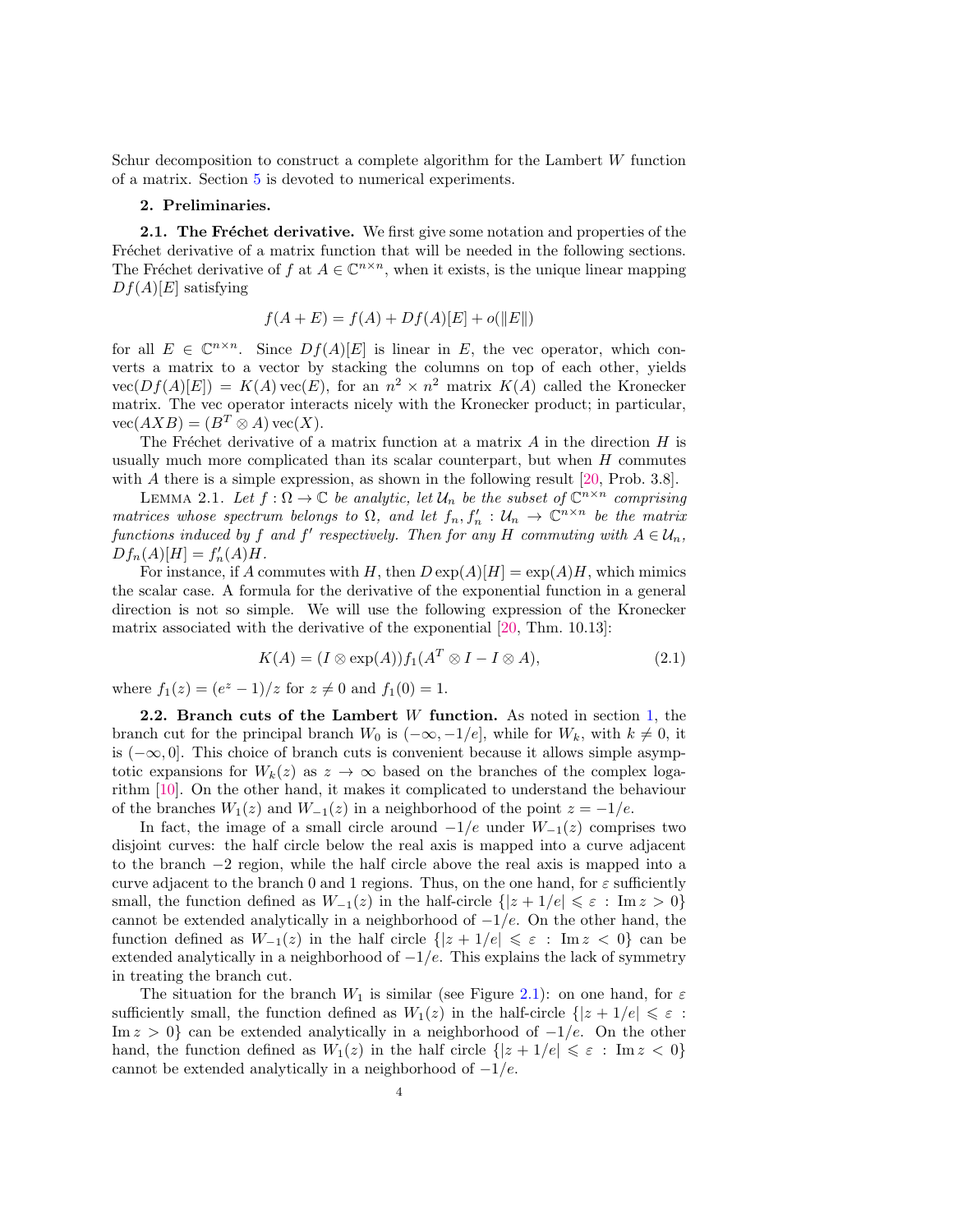Schur decomposition to construct a complete algorithm for the Lambert $W$ function of a matrix. Section 5 is devoted to numerical experiments.

## 2. Preliminaries.

### 2.1. The Fréchet derivative.

We first give some notation and properties of the Fréchet derivative of a matrix function that will be needed in the following sections. The Fréchet derivative of $f$ at $A \in \mathbb{C}^{n\times n}$, when it exists, is the unique linear mapping $Df(A)[E]$ satisfying

$$f(A + E) = f(A) + Df(A)[E] + o(\|E\|)$$

for all $E \in \mathbb{C}^{n\times n}$. Since $Df(A)[E]$ is linear in $E$, the vec operator, which converts a matrix to a vector by stacking the columns on top of each other, yields $\operatorname{vec}(Df(A)[E]) = K(A)\operatorname{vec}(E)$, for an $n^2 \times n^2$ matrix $K(A)$ called the Kronecker matrix. The vec operator interacts nicely with the Kronecker product; in particular, $\operatorname{vec}(AXB) = (B^T \otimes A)\operatorname{vec}(X)$.

The Fréchet derivative of a matrix function at a matrix $A$ in the direction $H$ is usually much more complicated than its scalar counterpart, but when $H$ commutes with $A$ there is a simple expression, as shown in the following result [20, Prob. 3.8].

Lemma 2.1. *Let $f : \Omega \to \mathbb{C}$ be analytic, let $\mathcal{U}_n$ be the subset of $\mathbb{C}^{n\times n}$ comprising matrices whose spectrum belongs to $\Omega$, and let $f_n, f_n' : \mathcal{U}_n \to \mathbb{C}^{n\times n}$ be the matrix functions induced by $f$ and $f'$ respectively. Then for any $H$ commuting with $A \in \mathcal{U}_n$, $Df_n(A)[H] = f_n'(A)H$.*

For instance, if $A$ commutes with $H$, then $D\exp(A)[H] = \exp(A)H$, which mimics the scalar case. A formula for the derivative of the exponential function in a general direction is not so simple. We will use the following expression of the Kronecker matrix associated with the derivative of the exponential [20, Thm. 10.13]:

$$K(A) = (I \otimes \exp(A))f_1(A^T \otimes I - I \otimes A), \tag{2.1}$$

where $f_1(z) = (e^z - 1)/z$ for $z \neq 0$ and $f_1(0) = 1$.

### 2.2. Branch cuts of the Lambert $W$ function.

As noted in section 1, the branch cut for the principal branch $W_0$ is $(-\infty, -1/e]$, while for $W_k$, with $k \neq 0$, it is $(-\infty, 0]$. This choice of branch cuts is convenient because it allows simple asymptotic expansions for $W_k(z)$ as $z \to \infty$ based on the branches of the complex logarithm [10]. On the other hand, it makes it complicated to understand the behaviour of the branches $W_1(z)$ and $W_{-1}(z)$ in a neighborhood of the point $z = -1/e$.

In fact, the image of a small circle around $-1/e$ under $W_{-1}(z)$ comprises two disjoint curves: the half circle below the real axis is mapped into a curve adjacent to the branch $-2$ region, while the half circle above the real axis is mapped into a curve adjacent to the branch 0 and 1 regions. Thus, on the one hand, for $\varepsilon$ sufficiently small, the function defined as $W_{-1}(z)$ in the half-circle $\{|z + 1/e| \leqslant \varepsilon \;:\; \operatorname{Im} z > 0\}$ cannot be extended analytically in a neighborhood of $-1/e$. On the other hand, the function defined as $W_{-1}(z)$ in the half circle $\{|z + 1/e| \leqslant \varepsilon \;:\; \operatorname{Im} z < 0\}$ can be extended analytically in a neighborhood of $-1/e$. This explains the lack of symmetry in treating the branch cut.

The situation for the branch $W_1$ is similar (see Figure 2.1): on one hand, for $\varepsilon$ sufficiently small, the function defined as $W_1(z)$ in the half-circle $\{|z + 1/e| \leqslant \varepsilon \;:\; \operatorname{Im} z > 0\}$ can be extended analytically in a neighborhood of $-1/e$. On the other hand, the function defined as $W_1(z)$ in the half circle $\{|z + 1/e| \leqslant \varepsilon \;:\; \operatorname{Im} z < 0\}$ cannot be extended analytically in a neighborhood of $-1/e$.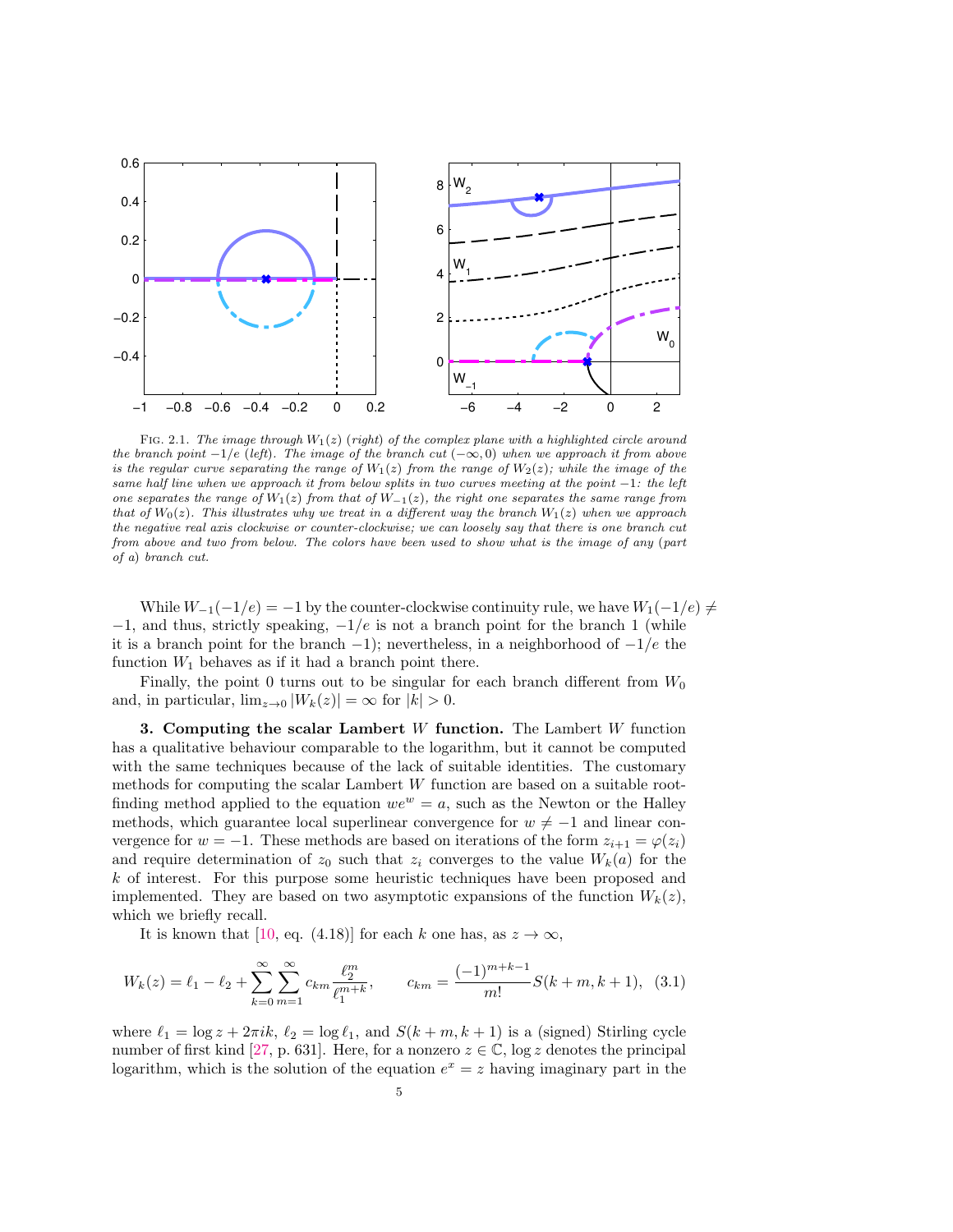FIG. 2.1. *The image through $W_1(z)$ (right) of the complex plane with a highlighted circle around the branch point $-1/e$ (left). The image of the branch cut $(-\infty, 0)$ when we approach it from above is the regular curve separating the range of $W_1(z)$ from the range of $W_2(z)$; while the image of the same half line when we approach it from below splits in two curves meeting at the point $-1$: the left one separates the range of $W_1(z)$ from that of $W_{-1}(z)$, the right one separates the same range from that of $W_0(z)$. This illustrates why we treat in a different way the branch $W_1(z)$ when we approach the negative real axis clockwise or counter-clockwise; we can loosely say that there is one branch cut from above and two from below. The colors have been used to show what is the image of any (part of a) branch cut.*

While $W_{-1}(-1/e) = -1$ by the counter-clockwise continuity rule, we have $W_1(-1/e) \neq -1$, and thus, strictly speaking, $-1/e$ is not a branch point for the branch 1 (while it is a branch point for the branch $-1$); nevertheless, in a neighborhood of $-1/e$ the function $W_1$ behaves as if it had a branch point there.

Finally, the point 0 turns out to be singular for each branch different from $W_0$ and, in particular, $\lim_{z\to 0} |W_k(z)| = \infty$ for $|k| > 0$.

## 3. Computing the scalar Lambert $W$ function.

The Lambert $W$ function has a qualitative behaviour comparable to the logarithm, but it cannot be computed with the same techniques because of the lack of suitable identities. The customary methods for computing the scalar Lambert $W$ function are based on a suitable root-finding method applied to the equation $we^w = a$, such as the Newton or the Halley methods, which guarantee local superlinear convergence for $w \neq -1$ and linear convergence for $w = -1$. These methods are based on iterations of the form $z_{i+1} = \varphi(z_i)$ and require determination of $z_0$ such that $z_i$ converges to the value $W_k(a)$ for the $k$ of interest. For this purpose some heuristic techniques have been proposed and implemented. They are based on two asymptotic expansions of the function $W_k(z)$, which we briefly recall.

It is known that [10, eq. (4.18)] for each $k$ one has, as $z \to \infty$,

$$W_k(z) = \ell_1 - \ell_2 + \sum_{k=0}^{\infty}\sum_{m=1}^{\infty} c_{km}\frac{\ell_2^m}{\ell_1^{m+k}}, \qquad c_{km} = \frac{(-1)^{m+k-1}}{m!}S(k+m, k+1), \quad (3.1)$$

where $\ell_1 = \log z + 2\pi i k$, $\ell_2 = \log \ell_1$, and $S(k+m, k+1)$ is a (signed) Stirling cycle number of first kind [27, p. 631]. Here, for a nonzero $z \in \mathbb{C}$, $\log z$ denotes the principal logarithm, which is the solution of the equation $e^x = z$ having imaginary part in the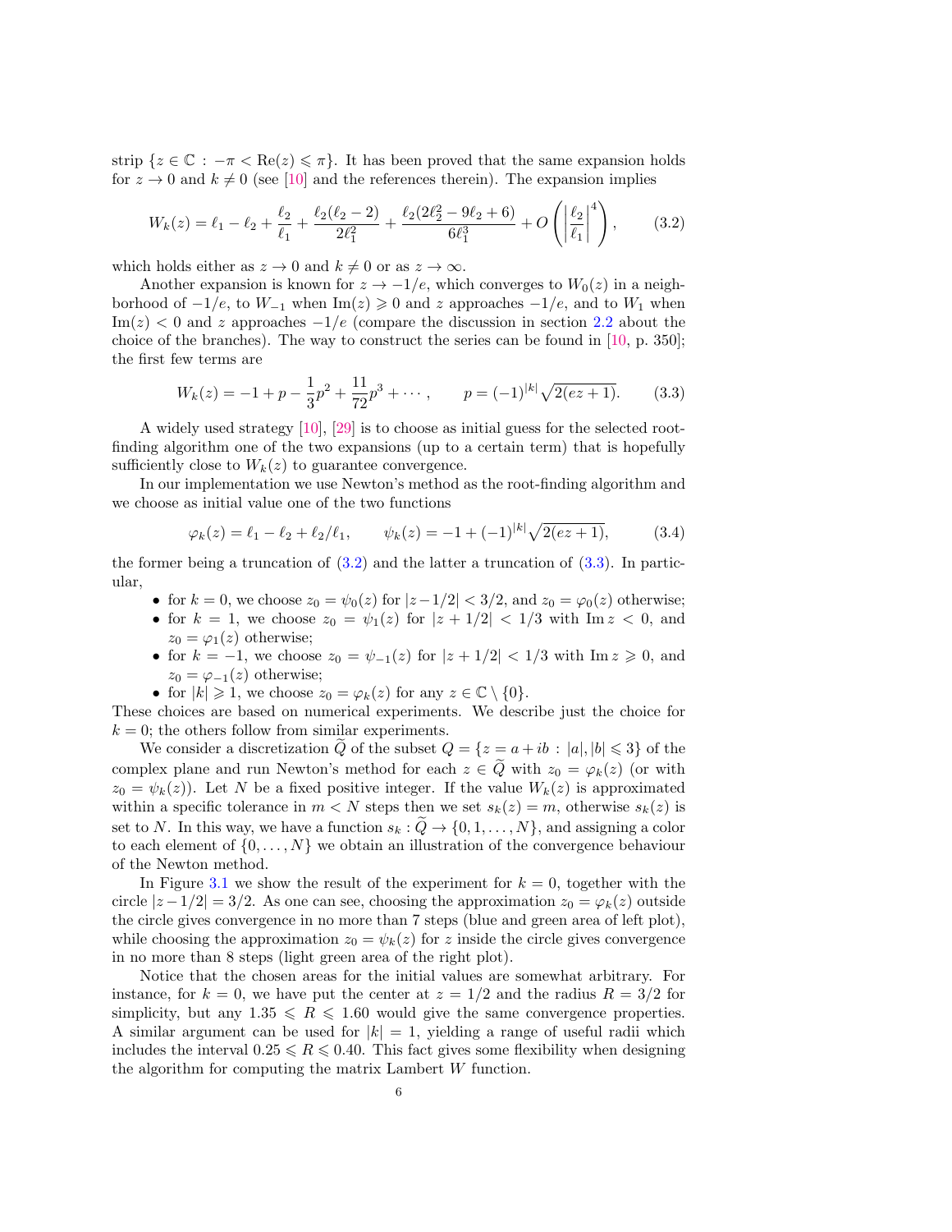strip $\{z \in \mathbb{C} : -\pi < \mathrm{Re}(z) \leqslant \pi\}$. It has been proved that the same expansion holds for $z \to 0$ and $k \neq 0$ (see [10] and the references therein). The expansion implies

$$W_k(z) = \ell_1 - \ell_2 + \frac{\ell_2}{\ell_1} + \frac{\ell_2(\ell_2 - 2)}{2\ell_1^2} + \frac{\ell_2(2\ell_2^2 - 9\ell_2 + 6)}{6\ell_1^3} + O\left(\left|\frac{\ell_2}{\ell_1}\right|^4\right), \tag{3.2}$$

which holds either as $z \to 0$ and $k \neq 0$ or as $z \to \infty$.

Another expansion is known for $z \to -1/e$, which converges to $W_0(z)$ in a neighborhood of $-1/e$, to $W_{-1}$ when $\mathrm{Im}(z) \geqslant 0$ and $z$ approaches $-1/e$, and to $W_1$ when $\mathrm{Im}(z) < 0$ and $z$ approaches $-1/e$ (compare the discussion in section 2.2 about the choice of the branches). The way to construct the series can be found in [10, p. 350]; the first few terms are

$$W_k(z) = -1 + p - \frac{1}{3}p^2 + \frac{11}{72}p^3 + \cdots, \qquad p = (-1)^{|k|}\sqrt{2(ez+1)}. \tag{3.3}$$

A widely used strategy [10], [29] is to choose as initial guess for the selected root-finding algorithm one of the two expansions (up to a certain term) that is hopefully sufficiently close to $W_k(z)$ to guarantee convergence.

In our implementation we use Newton's method as the root-finding algorithm and we choose as initial value one of the two functions

$$\varphi_k(z) = \ell_1 - \ell_2 + \ell_2/\ell_1, \qquad \psi_k(z) = -1 + (-1)^{|k|}\sqrt{2(ez+1)}, \tag{3.4}$$

the former being a truncation of (3.2) and the latter a truncation of (3.3). In particular,

- for $k = 0$, we choose $z_0 = \psi_0(z)$ for $|z - 1/2| < 3/2$, and $z_0 = \varphi_0(z)$ otherwise;
- for $k = 1$, we choose $z_0 = \psi_1(z)$ for $|z + 1/2| < 1/3$ with $\mathrm{Im}\, z < 0$, and $z_0 = \varphi_1(z)$ otherwise;
- for $k = -1$, we choose $z_0 = \psi_{-1}(z)$ for $|z + 1/2| < 1/3$ with $\mathrm{Im}\, z \geqslant 0$, and $z_0 = \varphi_{-1}(z)$ otherwise;
- for $|k| \geqslant 1$, we choose $z_0 = \varphi_k(z)$ for any $z \in \mathbb{C} \setminus \{0\}$.

These choices are based on numerical experiments. We describe just the choice for $k = 0$; the others follow from similar experiments.

We consider a discretization $\widetilde{Q}$ of the subset $Q = \{z = a + ib : |a|, |b| \leqslant 3\}$ of the complex plane and run Newton's method for each $z \in \widetilde{Q}$ with $z_0 = \varphi_k(z)$ (or with $z_0 = \psi_k(z)$). Let $N$ be a fixed positive integer. If the value $W_k(z)$ is approximated within a specific tolerance in $m < N$ steps then we set $s_k(z) = m$, otherwise $s_k(z)$ is set to $N$. In this way, we have a function $s_k : \widetilde{Q} \to \{0, 1, \ldots, N\}$, and assigning a color to each element of $\{0, \ldots, N\}$ we obtain an illustration of the convergence behaviour of the Newton method.

In Figure 3.1 we show the result of the experiment for $k = 0$, together with the circle $|z - 1/2| = 3/2$. As one can see, choosing the approximation $z_0 = \varphi_k(z)$ outside the circle gives convergence in no more than 7 steps (blue and green area of left plot), while choosing the approximation $z_0 = \psi_k(z)$ for $z$ inside the circle gives convergence in no more than 8 steps (light green area of the right plot).

Notice that the chosen areas for the initial values are somewhat arbitrary. For instance, for $k = 0$, we have put the center at $z = 1/2$ and the radius $R = 3/2$ for simplicity, but any $1.35 \leqslant R \leqslant 1.60$ would give the same convergence properties. A similar argument can be used for $|k| = 1$, yielding a range of useful radii which includes the interval $0.25 \leqslant R \leqslant 0.40$. This fact gives some flexibility when designing the algorithm for computing the matrix Lambert $W$ function.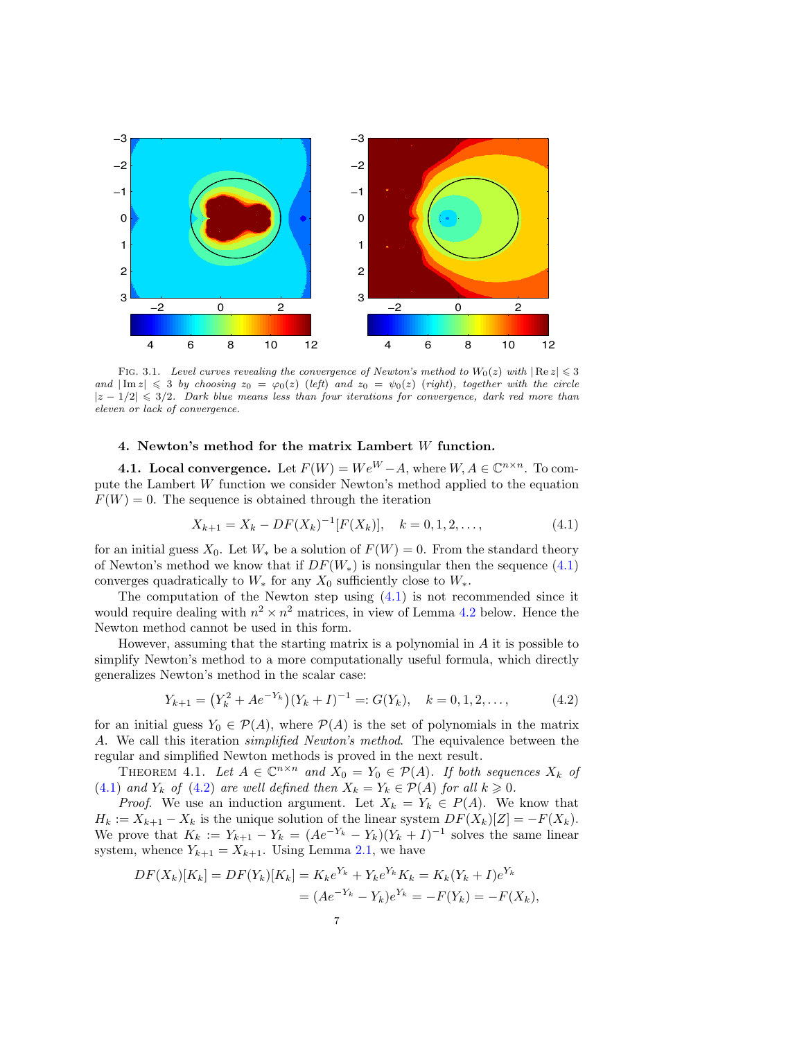Fig. 3.1. *Level curves revealing the convergence of Newton's method to $W_0(z)$ with $|\operatorname{Re} z| \leqslant 3$ and $|\operatorname{Im} z| \leqslant 3$ by choosing $z_0 = \varphi_0(z)$ (left) and $z_0 = \psi_0(z)$ (right), together with the circle $|z - 1/2| \leqslant 3/2$. Dark blue means less than four iterations for convergence, dark red more than eleven or lack of convergence.*

## 4. Newton's method for the matrix Lambert $W$ function.

**4.1. Local convergence.** Let $F(W) = We^W - A$, where $W, A \in \mathbb{C}^{n\times n}$. To compute the Lambert $W$ function we consider Newton's method applied to the equation $F(W) = 0$. The sequence is obtained through the iteration

$$X_{k+1} = X_k - DF(X_k)^{-1}[F(X_k)], \quad k = 0, 1, 2, \ldots, \tag{4.1}$$

for an initial guess $X_0$. Let $W_*$ be a solution of $F(W) = 0$. From the standard theory of Newton's method we know that if $DF(W_*)$ is nonsingular then the sequence (4.1) converges quadratically to $W_*$ for any $X_0$ sufficiently close to $W_*$.

The computation of the Newton step using (4.1) is not recommended since it would require dealing with $n^2 \times n^2$ matrices, in view of Lemma 4.2 below. Hence the Newton method cannot be used in this form.

However, assuming that the starting matrix is a polynomial in $A$ it is possible to simplify Newton's method to a more computationally useful formula, which directly generalizes Newton's method in the scalar case:

$$Y_{k+1} = \left(Y_k^2 + Ae^{-Y_k}\right)(Y_k + I)^{-1} =: G(Y_k), \quad k = 0, 1, 2, \ldots, \tag{4.2}$$

for an initial guess $Y_0 \in \mathcal{P}(A)$, where $\mathcal{P}(A)$ is the set of polynomials in the matrix $A$. We call this iteration *simplified Newton's method*. The equivalence between the regular and simplified Newton methods is proved in the next result.

Theorem 4.1. *Let $A \in \mathbb{C}^{n\times n}$ and $X_0 = Y_0 \in \mathcal{P}(A)$. If both sequences $X_k$ of (4.1) and $Y_k$ of (4.2) are well defined then $X_k = Y_k \in \mathcal{P}(A)$ for all $k \geqslant 0$.*

*Proof.* We use an induction argument. Let $X_k = Y_k \in P(A)$. We know that $H_k := X_{k+1} - X_k$ is the unique solution of the linear system $DF(X_k)[Z] = -F(X_k)$. We prove that $K_k := Y_{k+1} - Y_k = (Ae^{-Y_k} - Y_k)(Y_k + I)^{-1}$ solves the same linear system, whence $Y_{k+1} = X_{k+1}$. Using Lemma 2.1, we have

$$\begin{aligned} DF(X_k)[K_k] = DF(Y_k)[K_k] &= K_k e^{Y_k} + Y_k e^{Y_k} K_k = K_k(Y_k + I)e^{Y_k} \\ &= (Ae^{-Y_k} - Y_k)e^{Y_k} = -F(Y_k) = -F(X_k), \end{aligned}$$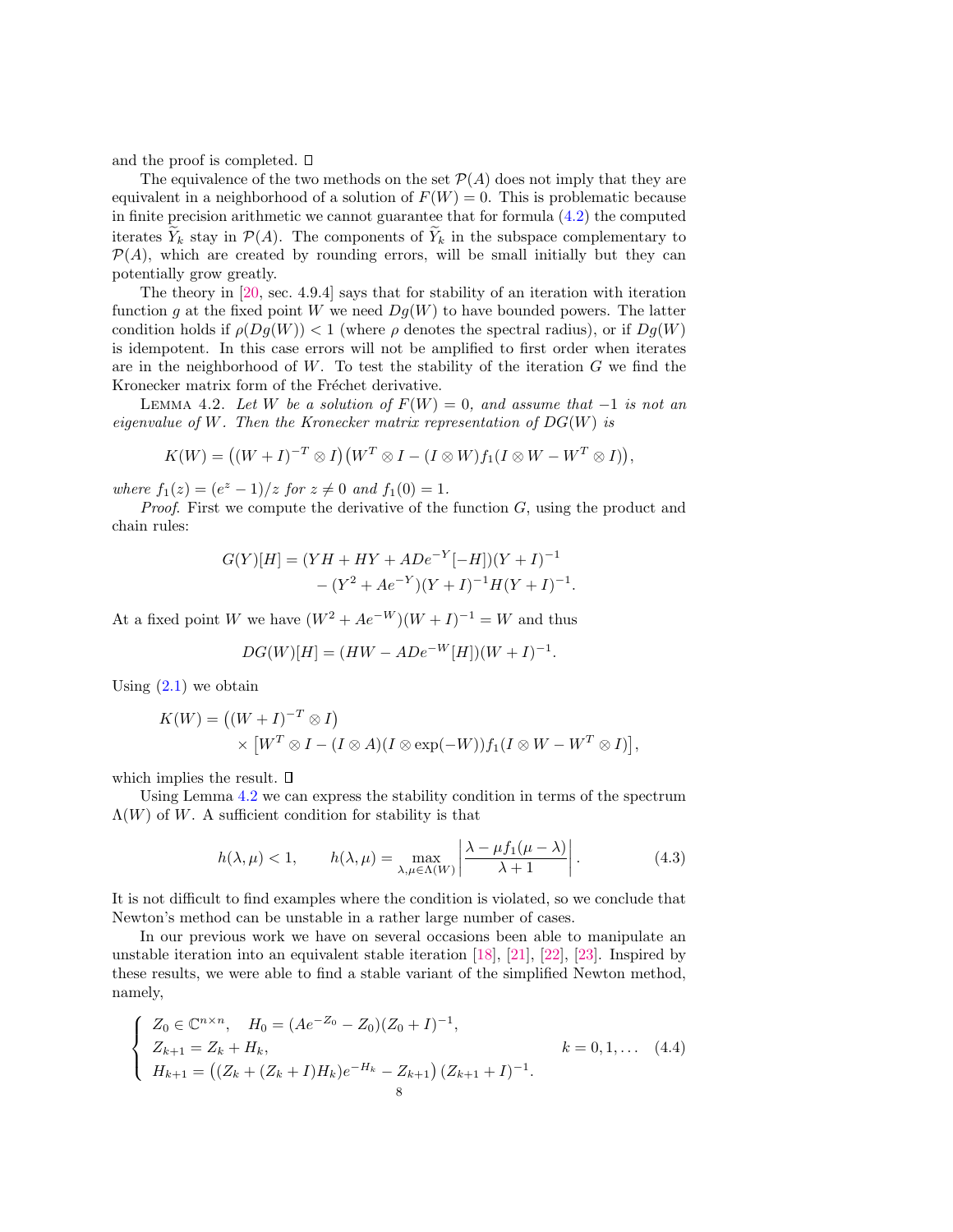and the proof is completed. ∎

The equivalence of the two methods on the set $\mathcal{P}(A)$ does not imply that they are equivalent in a neighborhood of a solution of $F(W) = 0$. This is problematic because in finite precision arithmetic we cannot guarantee that for formula (4.2) the computed iterates $\widetilde{Y}_k$ stay in $\mathcal{P}(A)$. The components of $\widetilde{Y}_k$ in the subspace complementary to $\mathcal{P}(A)$, which are created by rounding errors, will be small initially but they can potentially grow greatly.

The theory in [20, sec. 4.9.4] says that for stability of an iteration with iteration function $g$ at the fixed point $W$ we need $Dg(W)$ to have bounded powers. The latter condition holds if $\rho(Dg(W)) < 1$ (where $\rho$ denotes the spectral radius), or if $Dg(W)$ is idempotent. In this case errors will not be amplified to first order when iterates are in the neighborhood of $W$. To test the stability of the iteration $G$ we find the Kronecker matrix form of the Fréchet derivative.

Lemma 4.2. *Let $W$ be a solution of $F(W) = 0$, and assume that $-1$ is not an eigenvalue of $W$. Then the Kronecker matrix representation of $DG(W)$ is*

$$K(W) = \big((W+I)^{-T} \otimes I\big)\big(W^T \otimes I - (I \otimes W) f_1(I \otimes W - W^T \otimes I)\big),$$

*where $f_1(z) = (e^z - 1)/z$ for $z \neq 0$ and $f_1(0) = 1$.*

*Proof*. First we compute the derivative of the function $G$, using the product and chain rules:

$$\begin{aligned} G(Y)[H] &= (YH + HY + ADe^{-Y}[-H])(Y+I)^{-1} \\ &\quad - (Y^2 + Ae^{-Y})(Y+I)^{-1}H(Y+I)^{-1}. \end{aligned}$$

At a fixed point $W$ we have $(W^2 + Ae^{-W})(W+I)^{-1} = W$ and thus

$$DG(W)[H] = (HW - ADe^{-W}[H])(W+I)^{-1}.$$

Using (2.1) we obtain

$$\begin{aligned} K(W) &= \big((W+I)^{-T} \otimes I\big) \\ &\quad \times \big[W^T \otimes I - (I \otimes A)(I \otimes \exp(-W)) f_1(I \otimes W - W^T \otimes I)\big], \end{aligned}$$

which implies the result. ∎

Using Lemma 4.2 we can express the stability condition in terms of the spectrum $\Lambda(W)$ of $W$. A sufficient condition for stability is that

$$h(\lambda, \mu) < 1, \qquad h(\lambda, \mu) = \max_{\lambda, \mu \in \Lambda(W)} \left| \frac{\lambda - \mu f_1(\mu - \lambda)}{\lambda + 1} \right|. \tag{4.3}$$

It is not difficult to find examples where the condition is violated, so we conclude that Newton's method can be unstable in a rather large number of cases.

In our previous work we have on several occasions been able to manipulate an unstable iteration into an equivalent stable iteration [18], [21], [22], [23]. Inspired by these results, we were able to find a stable variant of the simplified Newton method, namely,

$$\left\{ \begin{array}{l} Z_0 \in \mathbb{C}^{n \times n}, \quad H_0 = (Ae^{-Z_0} - Z_0)(Z_0 + I)^{-1}, \\ Z_{k+1} = Z_k + H_k, \\ H_{k+1} = \big((Z_k + (Z_k + I)H_k)e^{-H_k} - Z_{k+1}\big)(Z_{k+1} + I)^{-1}. \end{array} \right. \qquad k = 0, 1, \ldots \tag{4.4}$$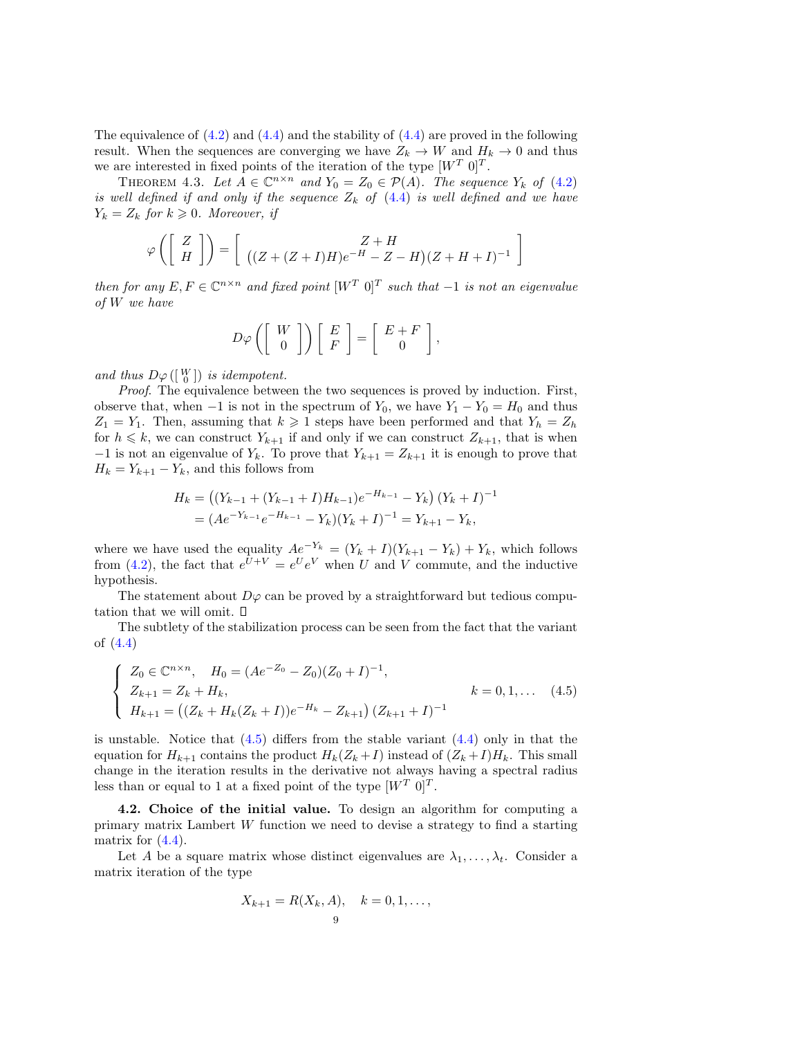The equivalence of (4.2) and (4.4) and the stability of (4.4) are proved in the following result. When the sequences are converging we have $Z_k \to W$ and $H_k \to 0$ and thus we are interested in fixed points of the iteration of the type $[W^T\ 0]^T$.

Theorem 4.3. *Let $A \in \mathbb{C}^{n\times n}$ and $Y_0 = Z_0 \in \mathcal{P}(A)$. The sequence $Y_k$ of (4.2) is well defined if and only if the sequence $Z_k$ of (4.4) is well defined and we have $Y_k = Z_k$ for $k \geqslant 0$. Moreover, if*

$$\varphi\left(\begin{bmatrix} Z \\ H \end{bmatrix}\right) = \begin{bmatrix} Z + H \\ \big((Z + (Z+I)H)e^{-H} - Z - H\big)(Z+H+I)^{-1} \end{bmatrix}$$

*then for any $E, F \in \mathbb{C}^{n\times n}$ and fixed point $[W^T\ 0]^T$ such that $-1$ is not an eigenvalue of $W$ we have*

$$D\varphi\left(\begin{bmatrix} W \\ 0 \end{bmatrix}\right)\begin{bmatrix} E \\ F \end{bmatrix} = \begin{bmatrix} E+F \\ 0 \end{bmatrix},$$

*and thus $D\varphi\left(\left[\begin{smallmatrix} W \\ 0 \end{smallmatrix}\right]\right)$ is idempotent.*

*Proof.* The equivalence between the two sequences is proved by induction. First, observe that, when $-1$ is not in the spectrum of $Y_0$, we have $Y_1 - Y_0 = H_0$ and thus $Z_1 = Y_1$. Then, assuming that $k \geqslant 1$ steps have been performed and that $Y_h = Z_h$ for $h \leqslant k$, we can construct $Y_{k+1}$ if and only if we can construct $Z_{k+1}$, that is when $-1$ is not an eigenvalue of $Y_k$. To prove that $Y_{k+1} = Z_{k+1}$ it is enough to prove that $H_k = Y_{k+1} - Y_k$, and this follows from

$$\begin{aligned} H_k &= \big((Y_{k-1} + (Y_{k-1}+I)H_{k-1})e^{-H_{k-1}} - Y_k\big)(Y_k+I)^{-1} \\ &= (Ae^{-Y_{k-1}}e^{-H_{k-1}} - Y_k)(Y_k+I)^{-1} = Y_{k+1} - Y_k, \end{aligned}$$

where we have used the equality $Ae^{-Y_k} = (Y_k+I)(Y_{k+1}-Y_k) + Y_k$, which follows from (4.2), the fact that $e^{U+V} = e^U e^V$ when $U$ and $V$ commute, and the inductive hypothesis.

The statement about $D\varphi$ can be proved by a straightforward but tedious computation that we will omit. $\square$

The subtlety of the stabilization process can be seen from the fact that the variant of (4.4)

$$\begin{cases} Z_0 \in \mathbb{C}^{n\times n}, \quad H_0 = (Ae^{-Z_0} - Z_0)(Z_0+I)^{-1}, \\ Z_{k+1} = Z_k + H_k, \\ H_{k+1} = \big((Z_k + H_k(Z_k+I))e^{-H_k} - Z_{k+1}\big)(Z_{k+1}+I)^{-1} \end{cases} \qquad k = 0, 1, \ldots \qquad (4.5)$$

is unstable. Notice that (4.5) differs from the stable variant (4.4) only in that the equation for $H_{k+1}$ contains the product $H_k(Z_k+I)$ instead of $(Z_k+I)H_k$. This small change in the iteration results in the derivative not always having a spectral radius less than or equal to 1 at a fixed point of the type $[W^T\ 0]^T$.

**4.2. Choice of the initial value.** To design an algorithm for computing a primary matrix Lambert W function we need to devise a strategy to find a starting matrix for (4.4).

Let $A$ be a square matrix whose distinct eigenvalues are $\lambda_1, \ldots, \lambda_t$. Consider a matrix iteration of the type

$$X_{k+1} = R(X_k, A), \quad k = 0, 1, \ldots,$$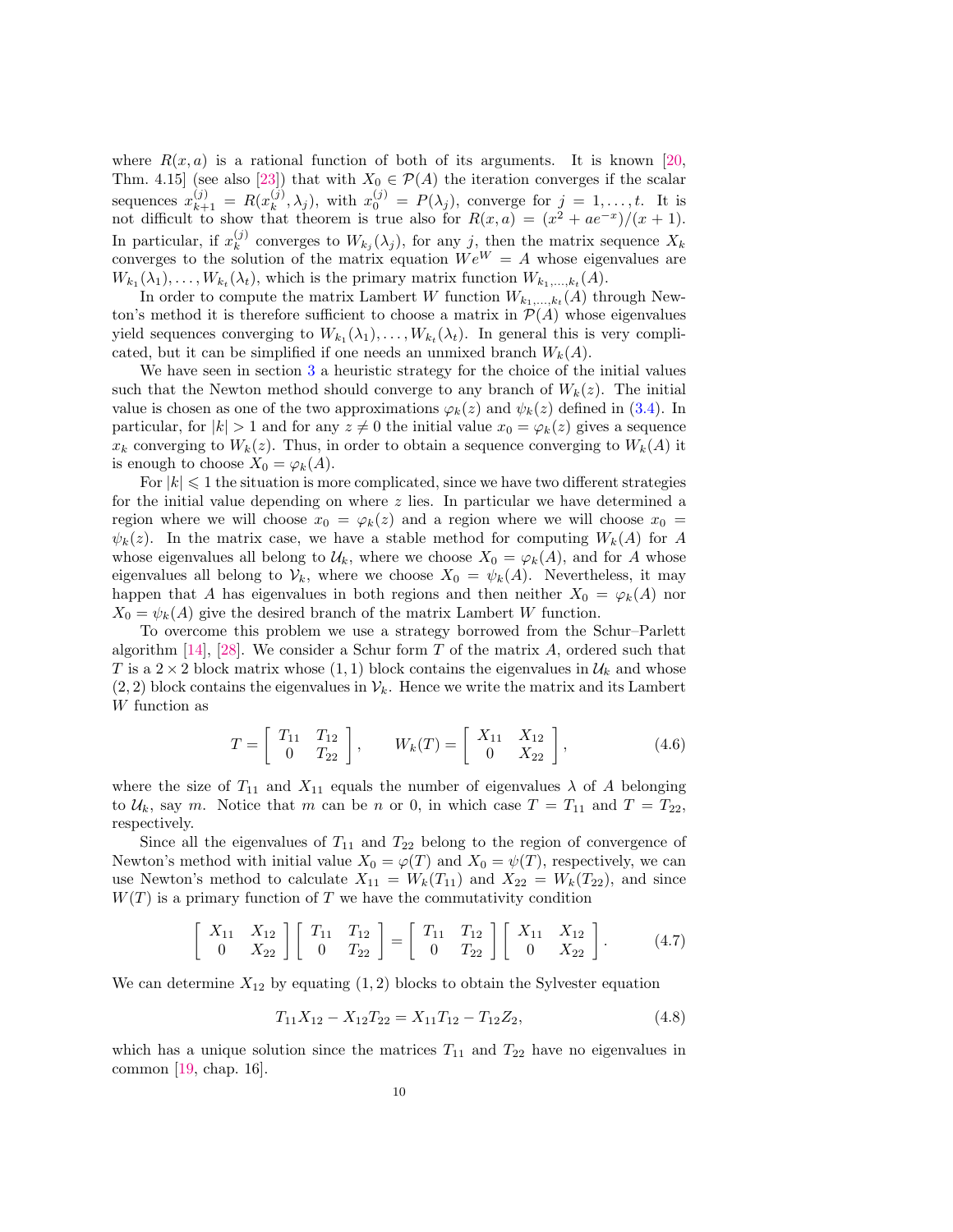where $R(x, a)$ is a rational function of both of its arguments. It is known [20, Thm. 4.15] (see also [23]) that with $X_0 \in \mathcal{P}(A)$ the iteration converges if the scalar sequences $x_{k+1}^{(j)} = R(x_k^{(j)}, \lambda_j)$, with $x_0^{(j)} = P(\lambda_j)$, converge for $j = 1, \ldots, t$. It is not difficult to show that theorem is true also for $R(x, a) = (x^2 + ae^{-x})/(x+1)$. In particular, if $x_k^{(j)}$ converges to $W_{k_j}(\lambda_j)$, for any $j$, then the matrix sequence $X_k$ converges to the solution of the matrix equation $We^W = A$ whose eigenvalues are $W_{k_1}(\lambda_1), \ldots, W_{k_t}(\lambda_t)$, which is the primary matrix function $W_{k_1,\ldots,k_t}(A)$.

In order to compute the matrix Lambert W function $W_{k_1,\ldots,k_t}(A)$ through Newton's method it is therefore sufficient to choose a matrix in $\mathcal{P}(A)$ whose eigenvalues yield sequences converging to $W_{k_1}(\lambda_1), \ldots, W_{k_t}(\lambda_t)$. In general this is very complicated, but it can be simplified if one needs an unmixed branch $W_k(A)$.

We have seen in section 3 a heuristic strategy for the choice of the initial values such that the Newton method should converge to any branch of $W_k(z)$. The initial value is chosen as one of the two approximations $\varphi_k(z)$ and $\psi_k(z)$ defined in (3.4). In particular, for $|k| > 1$ and for any $z \neq 0$ the initial value $x_0 = \varphi_k(z)$ gives a sequence $x_k$ converging to $W_k(z)$. Thus, in order to obtain a sequence converging to $W_k(A)$ it is enough to choose $X_0 = \varphi_k(A)$.

For $|k| \leqslant 1$ the situation is more complicated, since we have two different strategies for the initial value depending on where $z$ lies. In particular we have determined a region where we will choose $x_0 = \varphi_k(z)$ and a region where we will choose $x_0 = \psi_k(z)$. In the matrix case, we have a stable method for computing $W_k(A)$ for $A$ whose eigenvalues all belong to $\mathcal{U}_k$, where we choose $X_0 = \varphi_k(A)$, and for $A$ whose eigenvalues all belong to $\mathcal{V}_k$, where we choose $X_0 = \psi_k(A)$. Nevertheless, it may happen that $A$ has eigenvalues in both regions and then neither $X_0 = \varphi_k(A)$ nor $X_0 = \psi_k(A)$ give the desired branch of the matrix Lambert W function.

To overcome this problem we use a strategy borrowed from the Schur–Parlett algorithm [14], [28]. We consider a Schur form $T$ of the matrix $A$, ordered such that $T$ is a $2 \times 2$ block matrix whose $(1,1)$ block contains the eigenvalues in $\mathcal{U}_k$ and whose $(2,2)$ block contains the eigenvalues in $\mathcal{V}_k$. Hence we write the matrix and its Lambert W function as

$$T = \begin{bmatrix} T_{11} & T_{12} \\ 0 & T_{22} \end{bmatrix}, \qquad W_k(T) = \begin{bmatrix} X_{11} & X_{12} \\ 0 & X_{22} \end{bmatrix}, \tag{4.6}$$

where the size of $T_{11}$ and $X_{11}$ equals the number of eigenvalues $\lambda$ of $A$ belonging to $\mathcal{U}_k$, say $m$. Notice that $m$ can be $n$ or 0, in which case $T = T_{11}$ and $T = T_{22}$, respectively.

Since all the eigenvalues of $T_{11}$ and $T_{22}$ belong to the region of convergence of Newton's method with initial value $X_0 = \varphi(T)$ and $X_0 = \psi(T)$, respectively, we can use Newton's method to calculate $X_{11} = W_k(T_{11})$ and $X_{22} = W_k(T_{22})$, and since $W(T)$ is a primary function of $T$ we have the commutativity condition

$$\begin{bmatrix} X_{11} & X_{12} \\ 0 & X_{22} \end{bmatrix} \begin{bmatrix} T_{11} & T_{12} \\ 0 & T_{22} \end{bmatrix} = \begin{bmatrix} T_{11} & T_{12} \\ 0 & T_{22} \end{bmatrix} \begin{bmatrix} X_{11} & X_{12} \\ 0 & X_{22} \end{bmatrix}. \tag{4.7}$$

We can determine $X_{12}$ by equating $(1,2)$ blocks to obtain the Sylvester equation

$$T_{11}X_{12} - X_{12}T_{22} = X_{11}T_{12} - T_{12}Z_2, \tag{4.8}$$

which has a unique solution since the matrices $T_{11}$ and $T_{22}$ have no eigenvalues in common [19, chap. 16].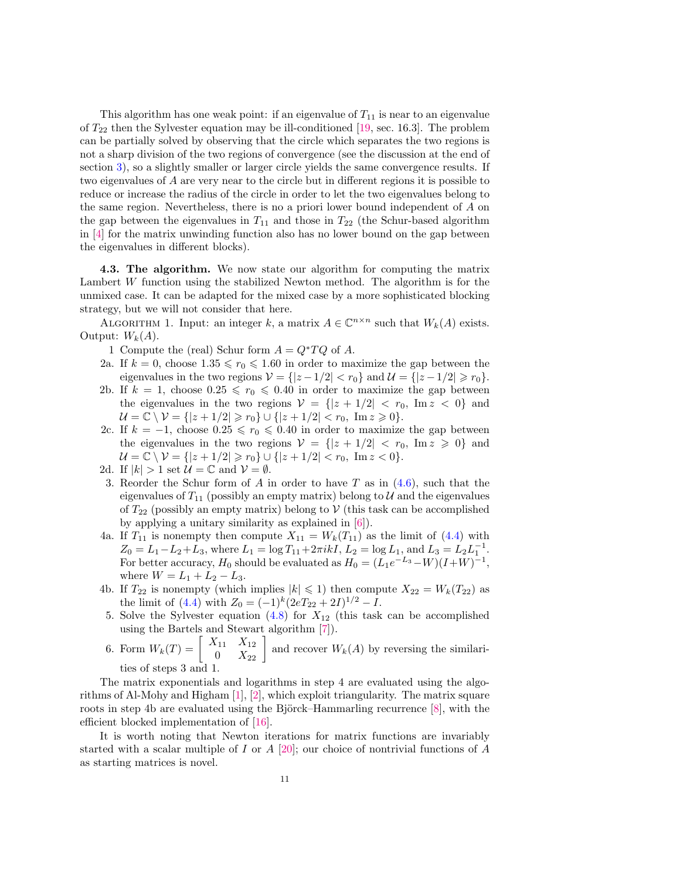This algorithm has one weak point: if an eigenvalue of $T_{11}$ is near to an eigenvalue of $T_{22}$ then the Sylvester equation may be ill-conditioned [19, sec. 16.3]. The problem can be partially solved by observing that the circle which separates the two regions is not a sharp division of the two regions of convergence (see the discussion at the end of section 3), so a slightly smaller or larger circle yields the same convergence results. If two eigenvalues of $A$ are very near to the circle but in different regions it is possible to reduce or increase the radius of the circle in order to let the two eigenvalues belong to the same region. Nevertheless, there is no a priori lower bound independent of $A$ on the gap between the eigenvalues in $T_{11}$ and those in $T_{22}$ (the Schur-based algorithm in [4] for the matrix unwinding function also has no lower bound on the gap between the eigenvalues in different blocks).

**4.3. The algorithm.** We now state our algorithm for computing the matrix Lambert $W$ function using the stabilized Newton method. The algorithm is for the unmixed case. It can be adapted for the mixed case by a more sophisticated blocking strategy, but we will not consider that here.

Algorithm 1. Input: an integer $k$, a matrix $A \in \mathbb{C}^{n\times n}$ such that $W_k(A)$ exists. Output: $W_k(A)$.

1 Compute the (real) Schur form $A = Q^*TQ$ of $A$.

2a. If $k = 0$, choose $1.35 \leqslant r_0 \leqslant 1.60$ in order to maximize the gap between the eigenvalues in the two regions $\mathcal{V} = \{|z - 1/2| < r_0\}$ and $\mathcal{U} = \{|z - 1/2| \geqslant r_0\}$.

2b. If $k = 1$, choose $0.25 \leqslant r_0 \leqslant 0.40$ in order to maximize the gap between the eigenvalues in the two regions $\mathcal{V} = \{|z + 1/2| < r_0,\ \operatorname{Im} z < 0\}$ and $\mathcal{U} = \mathbb{C} \setminus \mathcal{V} = \{|z + 1/2| \geqslant r_0\} \cup \{|z + 1/2| < r_0,\ \operatorname{Im} z \geqslant 0\}$.

2c. If $k = -1$, choose $0.25 \leqslant r_0 \leqslant 0.40$ in order to maximize the gap between the eigenvalues in the two regions $\mathcal{V} = \{|z + 1/2| < r_0,\ \operatorname{Im} z \geqslant 0\}$ and $\mathcal{U} = \mathbb{C} \setminus \mathcal{V} = \{|z + 1/2| \geqslant r_0\} \cup \{|z + 1/2| < r_0,\ \operatorname{Im} z < 0\}$.

2d. If $|k| > 1$ set $\mathcal{U} = \mathbb{C}$ and $\mathcal{V} = \emptyset$.

3. Reorder the Schur form of $A$ in order to have $T$ as in (4.6), such that the eigenvalues of $T_{11}$ (possibly an empty matrix) belong to $\mathcal{U}$ and the eigenvalues of $T_{22}$ (possibly an empty matrix) belong to $\mathcal{V}$ (this task can be accomplished by applying a unitary similarity as explained in [6]).

4a. If $T_{11}$ is nonempty then compute $X_{11} = W_k(T_{11})$ as the limit of (4.4) with $Z_0 = L_1 - L_2 + L_3$, where $L_1 = \log T_{11} + 2\pi i k I$, $L_2 = \log L_1$, and $L_3 = L_2 L_1^{-1}$. For better accuracy, $H_0$ should be evaluated as $H_0 = (L_1 e^{-L_3} - W)(I + W)^{-1}$, where $W = L_1 + L_2 - L_3$.

4b. If $T_{22}$ is nonempty (which implies $|k| \leqslant 1$) then compute $X_{22} = W_k(T_{22})$ as the limit of (4.4) with $Z_0 = (-1)^k (2eT_{22} + 2I)^{1/2} - I$.

5. Solve the Sylvester equation (4.8) for $X_{12}$ (this task can be accomplished using the Bartels and Stewart algorithm [7]).

6. Form $W_k(T) = \begin{bmatrix} X_{11} & X_{12} \\ 0 & X_{22} \end{bmatrix}$ and recover $W_k(A)$ by reversing the similarities of steps 3 and 1.

The matrix exponentials and logarithms in step 4 are evaluated using the algorithms of Al-Mohy and Higham [1], [2], which exploit triangularity. The matrix square roots in step 4b are evaluated using the Björck–Hammarling recurrence [8], with the efficient blocked implementation of [16].

It is worth noting that Newton iterations for matrix functions are invariably started with a scalar multiple of $I$ or $A$ [20]; our choice of nontrivial functions of $A$ as starting matrices is novel.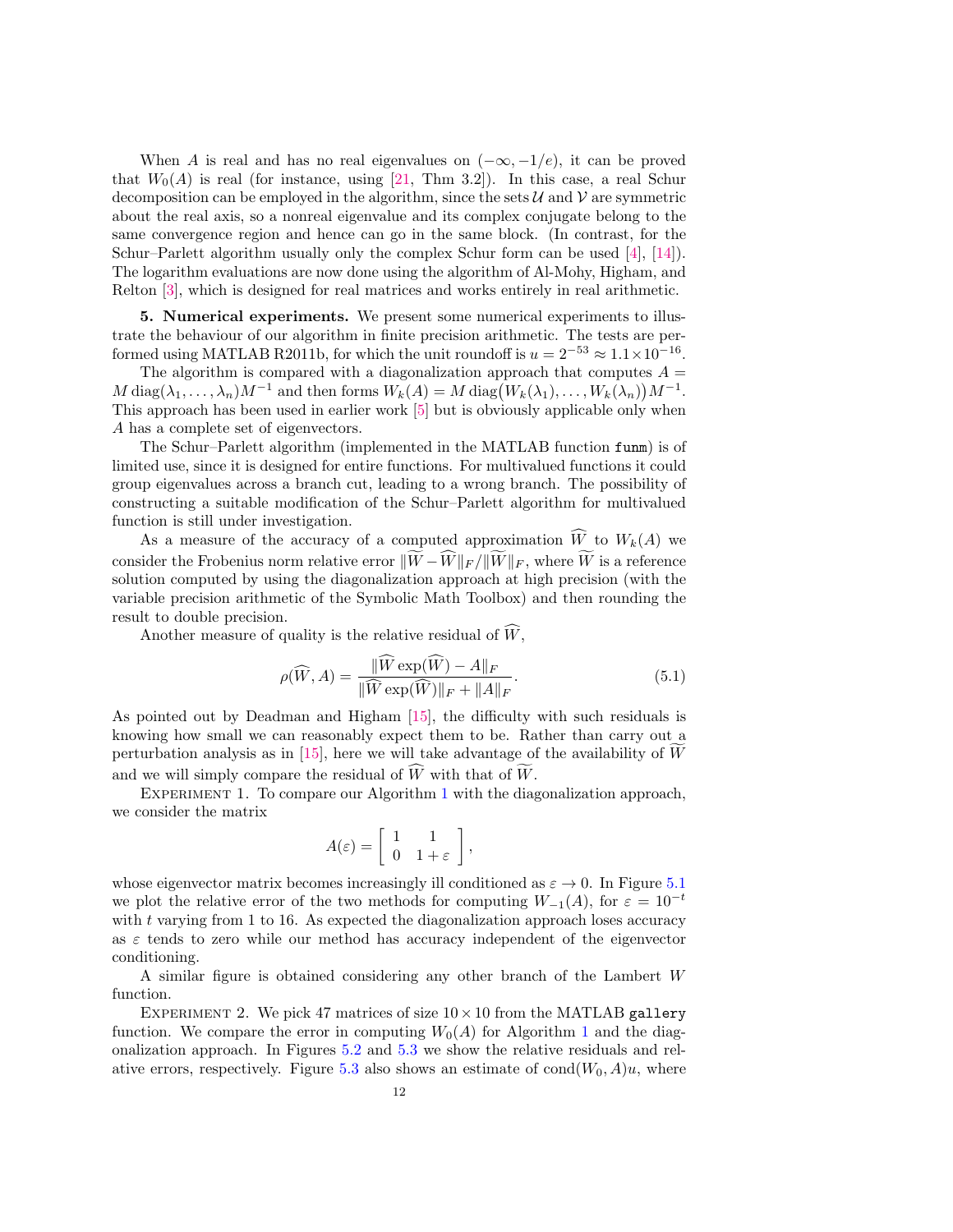When $A$ is real and has no real eigenvalues on $(-\infty, -1/e)$, it can be proved that $W_0(A)$ is real (for instance, using [21, Thm 3.2]). In this case, a real Schur decomposition can be employed in the algorithm, since the sets $\mathcal{U}$ and $\mathcal{V}$ are symmetric about the real axis, so a nonreal eigenvalue and its complex conjugate belong to the same convergence region and hence can go in the same block. (In contrast, for the Schur–Parlett algorithm usually only the complex Schur form can be used [4], [14]). The logarithm evaluations are now done using the algorithm of Al-Mohy, Higham, and Relton [3], which is designed for real matrices and works entirely in real arithmetic.

**5. Numerical experiments.** We present some numerical experiments to illustrate the behaviour of our algorithm in finite precision arithmetic. The tests are performed using MATLAB R2011b, for which the unit roundoff is $u = 2^{-53} \approx 1.1\times 10^{-16}$.

The algorithm is compared with a diagonalization approach that computes $A = M \operatorname{diag}(\lambda_1, \dots, \lambda_n) M^{-1}$ and then forms $W_k(A) = M \operatorname{diag}\bigl(W_k(\lambda_1), \dots, W_k(\lambda_n)\bigr) M^{-1}$. This approach has been used in earlier work [5] but is obviously applicable only when $A$ has a complete set of eigenvectors.

The Schur–Parlett algorithm (implemented in the MATLAB function `funm`) is of limited use, since it is designed for entire functions. For multivalued functions it could group eigenvalues across a branch cut, leading to a wrong branch. The possibility of constructing a suitable modification of the Schur–Parlett algorithm for multivalued function is still under investigation.

As a measure of the accuracy of a computed approximation $\widehat{W}$ to $W_k(A)$ we consider the Frobenius norm relative error $\|\widetilde{W} - \widehat{W}\|_F / \|\widetilde{W}\|_F$, where $\widetilde{W}$ is a reference solution computed by using the diagonalization approach at high precision (with the variable precision arithmetic of the Symbolic Math Toolbox) and then rounding the result to double precision.

Another measure of quality is the relative residual of $\widehat{W}$,

$$\rho(\widehat{W}, A) = \frac{\|\widehat{W} \exp(\widehat{W}) - A\|_F}{\|\widehat{W} \exp(\widehat{W})\|_F + \|A\|_F}. \tag{5.1}$$

As pointed out by Deadman and Higham [15], the difficulty with such residuals is knowing how small we can reasonably expect them to be. Rather than carry out a perturbation analysis as in [15], here we will take advantage of the availability of $\widetilde{W}$ and we will simply compare the residual of $\widehat{W}$ with that of $\widetilde{W}$.

Experiment 1. To compare our Algorithm 1 with the diagonalization approach, we consider the matrix

$$A(\varepsilon) = \begin{bmatrix} 1 & 1 \\ 0 & 1+\varepsilon \end{bmatrix},$$

whose eigenvector matrix becomes increasingly ill conditioned as $\varepsilon \to 0$. In Figure 5.1 we plot the relative error of the two methods for computing $W_{-1}(A)$, for $\varepsilon = 10^{-t}$ with $t$ varying from 1 to 16. As expected the diagonalization approach loses accuracy as $\varepsilon$ tends to zero while our method has accuracy independent of the eigenvector conditioning.

A similar figure is obtained considering any other branch of the Lambert $W$ function.

Experiment 2. We pick 47 matrices of size $10 \times 10$ from the MATLAB `gallery` function. We compare the error in computing $W_0(A)$ for Algorithm 1 and the diagonalization approach. In Figures 5.2 and 5.3 we show the relative residuals and relative errors, respectively. Figure 5.3 also shows an estimate of $\operatorname{cond}(W_0, A)u$, where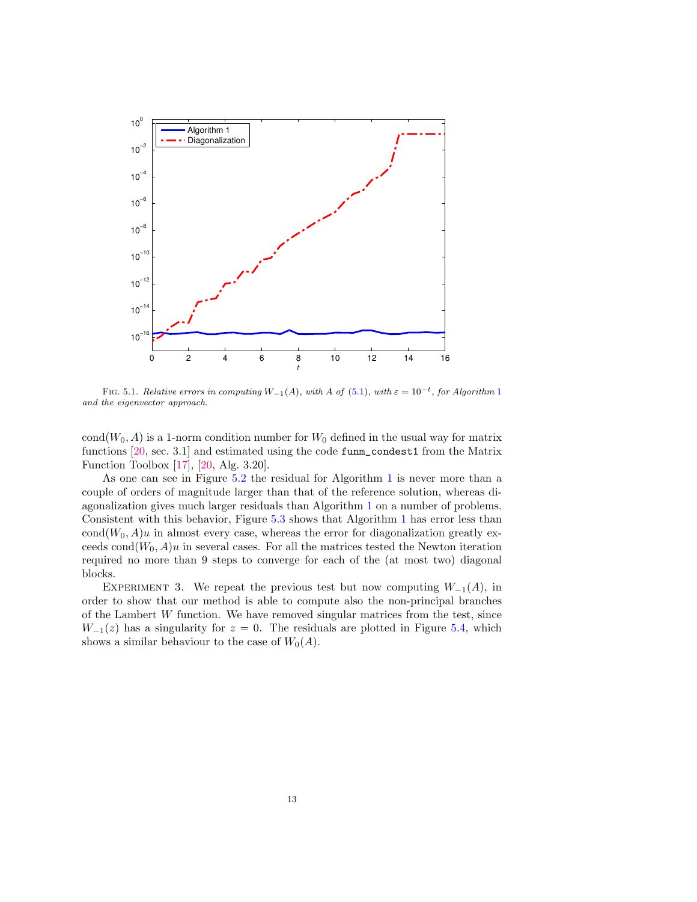Fig. 5.1. *Relative errors in computing $W_{-1}(A)$, with $A$ of (5.1), with $\varepsilon = 10^{-t}$, for Algorithm 1 and the eigenvector approach.*

$\operatorname{cond}(W_0, A)$ is a 1-norm condition number for $W_0$ defined in the usual way for matrix functions [20, sec. 3.1] and estimated using the code `funm_condest1` from the Matrix Function Toolbox [17], [20, Alg. 3.20].

As one can see in Figure 5.2 the residual for Algorithm 1 is never more than a couple of orders of magnitude larger than that of the reference solution, whereas diagonalization gives much larger residuals than Algorithm 1 on a number of problems. Consistent with this behavior, Figure 5.3 shows that Algorithm 1 has error less than $\operatorname{cond}(W_0, A)u$ in almost every case, whereas the error for diagonalization greatly exceeds $\operatorname{cond}(W_0, A)u$ in several cases. For all the matrices tested the Newton iteration required no more than 9 steps to converge for each of the (at most two) diagonal blocks.

Experiment 3. We repeat the previous test but now computing $W_{-1}(A)$, in order to show that our method is able to compute also the non-principal branches of the Lambert $W$ function. We have removed singular matrices from the test, since $W_{-1}(z)$ has a singularity for $z = 0$. The residuals are plotted in Figure 5.4, which shows a similar behaviour to the case of $W_0(A)$.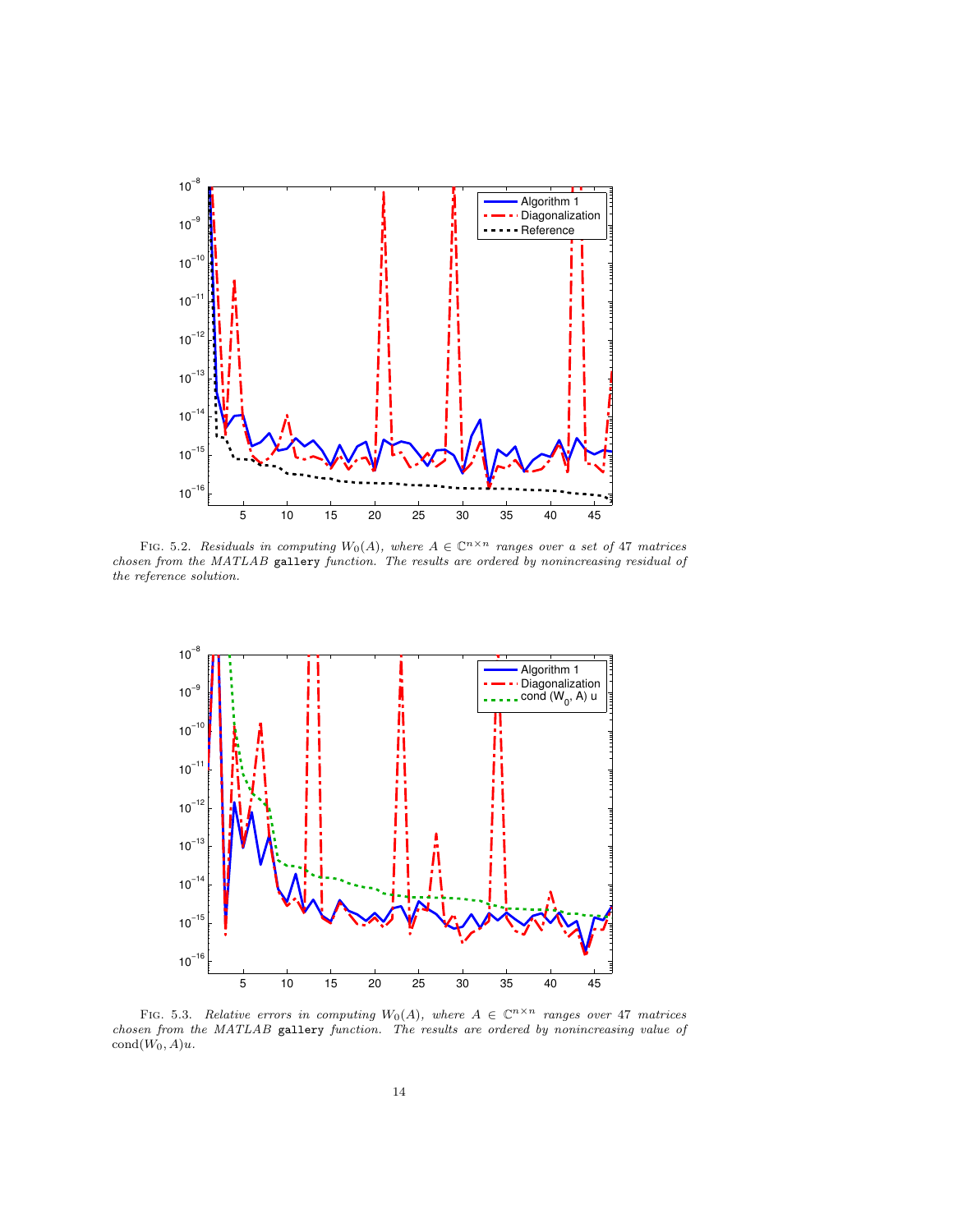FIG. 5.2. *Residuals in computing $W_0(A)$, where $A \in \mathbb{C}^{n\times n}$ ranges over a set of 47 matrices chosen from the MATLAB* `gallery` *function. The results are ordered by nonincreasing residual of the reference solution.*

FIG. 5.3. *Relative errors in computing $W_0(A)$, where $A \in \mathbb{C}^{n\times n}$ ranges over 47 matrices chosen from the MATLAB* `gallery` *function. The results are ordered by nonincreasing value of* $\mathrm{cond}(W_0, A)u$.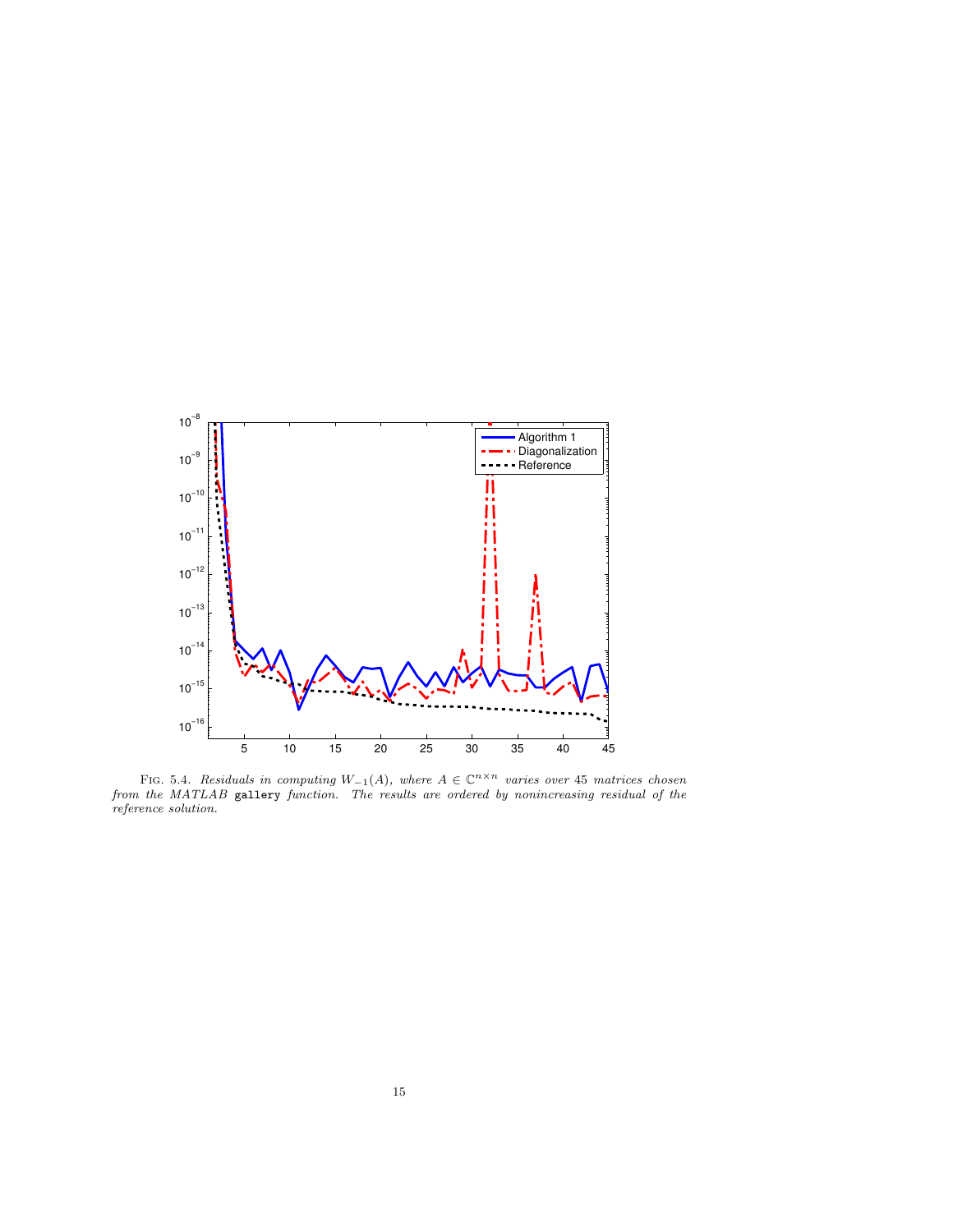Fig. 5.4. *Residuals in computing $W_{-1}(A)$, where $A \in \mathbb{C}^{n\times n}$ varies over 45 matrices chosen from the MATLAB* `gallery` *function. The results are ordered by nonincreasing residual of the reference solution.*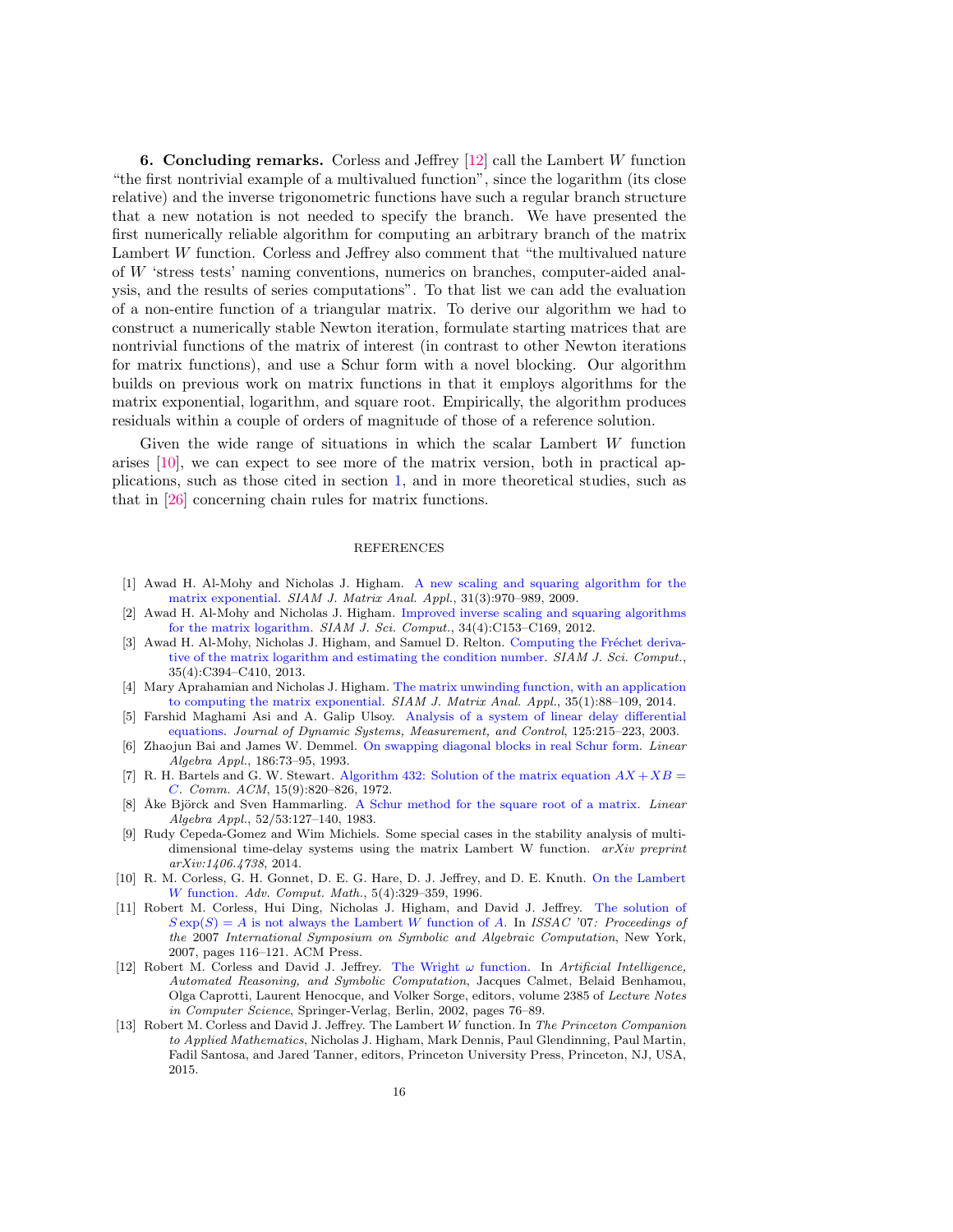## 6. Concluding remarks.

Corless and Jeffrey [12] call the Lambert $W$ function "the first nontrivial example of a multivalued function", since the logarithm (its close relative) and the inverse trigonometric functions have such a regular branch structure that a new notation is not needed to specify the branch. We have presented the first numerically reliable algorithm for computing an arbitrary branch of the matrix Lambert $W$ function. Corless and Jeffrey also comment that "the multivalued nature of $W$ 'stress tests' naming conventions, numerics on branches, computer-aided analysis, and the results of series computations". To that list we can add the evaluation of a non-entire function of a triangular matrix. To derive our algorithm we had to construct a numerically stable Newton iteration, formulate starting matrices that are nontrivial functions of the matrix of interest (in contrast to other Newton iterations for matrix functions), and use a Schur form with a novel blocking. Our algorithm builds on previous work on matrix functions in that it employs algorithms for the matrix exponential, logarithm, and square root. Empirically, the algorithm produces residuals within a couple of orders of magnitude of those of a reference solution.

Given the wide range of situations in which the scalar Lambert $W$ function arises [10], we can expect to see more of the matrix version, both in practical applications, such as those cited in section 1, and in more theoretical studies, such as that in [26] concerning chain rules for matrix functions.

## REFERENCES

[1] Awad H. Al-Mohy and Nicholas J. Higham. A new scaling and squaring algorithm for the matrix exponential. *SIAM J. Matrix Anal. Appl.*, 31(3):970–989, 2009.

[2] Awad H. Al-Mohy and Nicholas J. Higham. Improved inverse scaling and squaring algorithms for the matrix logarithm. *SIAM J. Sci. Comput.*, 34(4):C153–C169, 2012.

[3] Awad H. Al-Mohy, Nicholas J. Higham, and Samuel D. Relton. Computing the Fréchet derivative of the matrix logarithm and estimating the condition number. *SIAM J. Sci. Comput.*, 35(4):C394–C410, 2013.

[4] Mary Aprahamian and Nicholas J. Higham. The matrix unwinding function, with an application to computing the matrix exponential. *SIAM J. Matrix Anal. Appl.*, 35(1):88–109, 2014.

[5] Farshid Maghami Asl and A. Galip Ulsoy. Analysis of a system of linear delay differential equations. *Journal of Dynamic Systems, Measurement, and Control*, 125:215–223, 2003.

[6] Zhaojun Bai and James W. Demmel. On swapping diagonal blocks in real Schur form. *Linear Algebra Appl.*, 186:73–95, 1993.

[7] R. H. Bartels and G. W. Stewart. Algorithm 432: Solution of the matrix equation $AX + XB = C$. *Comm. ACM*, 15(9):820–826, 1972.

[8] Åke Björck and Sven Hammarling. A Schur method for the square root of a matrix. *Linear Algebra Appl.*, 52/53:127–140, 1983.

[9] Rudy Cepeda-Gomez and Wim Michiels. Some special cases in the stability analysis of multi-dimensional time-delay systems using the matrix Lambert W function. *arXiv preprint arXiv:1406.4738*, 2014.

[10] R. M. Corless, G. H. Gonnet, D. E. G. Hare, D. J. Jeffrey, and D. E. Knuth. On the Lambert $W$ function. *Adv. Comput. Math.*, 5(4):329–359, 1996.

[11] Robert M. Corless, Hui Ding, Nicholas J. Higham, and David J. Jeffrey. The solution of $S\exp(S) = A$ is not always the Lambert $W$ function of $A$. In *ISSAC '07: Proceedings of the 2007 International Symposium on Symbolic and Algebraic Computation*, New York, 2007, pages 116–121. ACM Press.

[12] Robert M. Corless and David J. Jeffrey. The Wright $\omega$ function. In *Artificial Intelligence, Automated Reasoning, and Symbolic Computation*, Jacques Calmet, Belaid Benhamou, Olga Caprotti, Laurent Henocque, and Volker Sorge, editors, volume 2385 of *Lecture Notes in Computer Science*, Springer-Verlag, Berlin, 2002, pages 76–89.

[13] Robert M. Corless and David J. Jeffrey. The Lambert $W$ function. In *The Princeton Companion to Applied Mathematics*, Nicholas J. Higham, Mark Dennis, Paul Glendinning, Paul Martin, Fadil Santosa, and Jared Tanner, editors, Princeton University Press, Princeton, NJ, USA, 2015.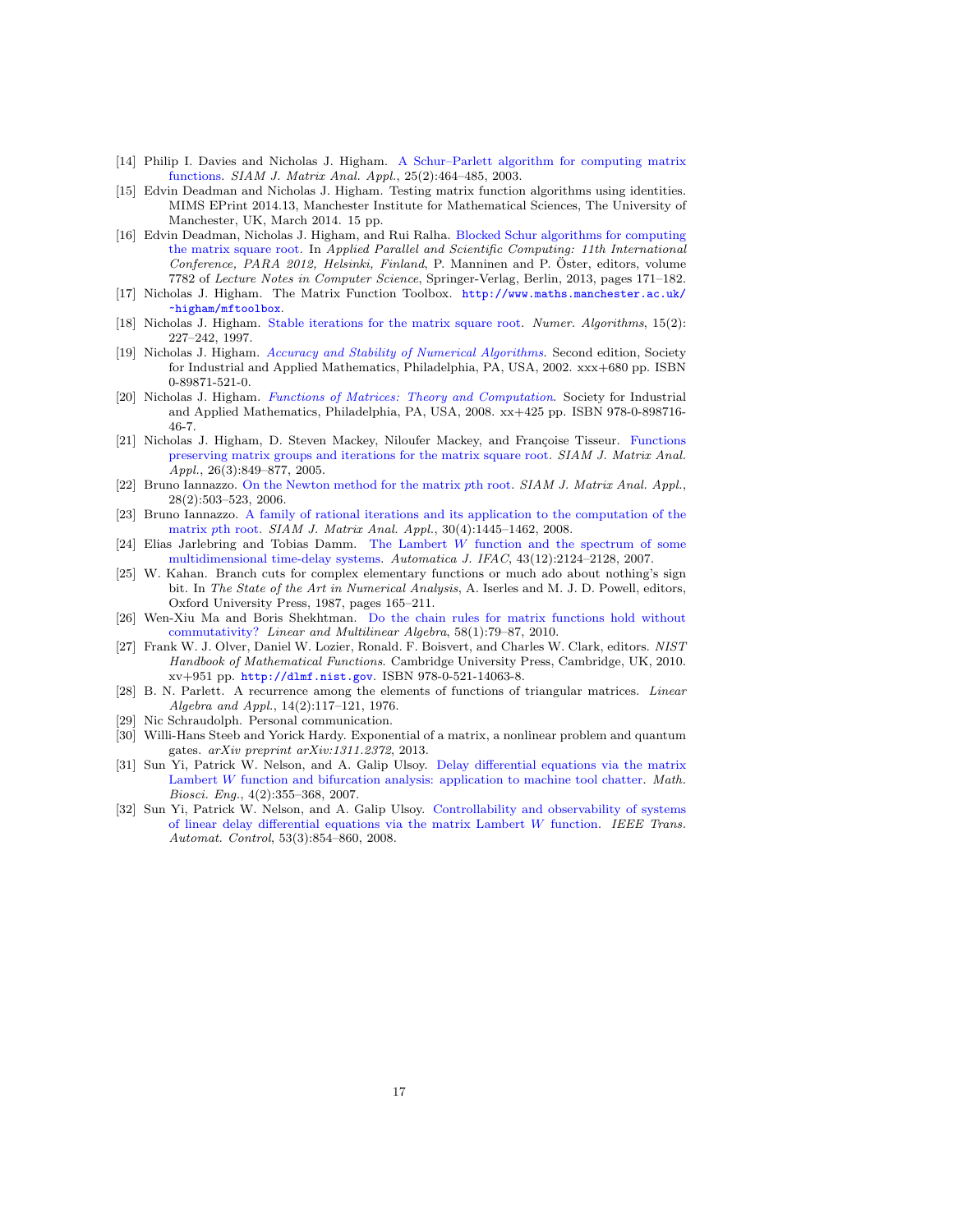[14] Philip I. Davies and Nicholas J. Higham. A Schur–Parlett algorithm for computing matrix functions. *SIAM J. Matrix Anal. Appl.*, 25(2):464–485, 2003.

[15] Edvin Deadman and Nicholas J. Higham. Testing matrix function algorithms using identities. MIMS EPrint 2014.13, Manchester Institute for Mathematical Sciences, The University of Manchester, UK, March 2014. 15 pp.

[16] Edvin Deadman, Nicholas J. Higham, and Rui Ralha. Blocked Schur algorithms for computing the matrix square root. In *Applied Parallel and Scientific Computing: 11th International Conference, PARA 2012, Helsinki, Finland*, P. Manninen and P. Öster, editors, volume 7782 of *Lecture Notes in Computer Science*, Springer-Verlag, Berlin, 2013, pages 171–182.

[17] Nicholas J. Higham. The Matrix Function Toolbox. `http://www.maths.manchester.ac.uk/~higham/mftoolbox`.

[18] Nicholas J. Higham. Stable iterations for the matrix square root. *Numer. Algorithms*, 15(2): 227–242, 1997.

[19] Nicholas J. Higham. *Accuracy and Stability of Numerical Algorithms*. Second edition, Society for Industrial and Applied Mathematics, Philadelphia, PA, USA, 2002. xxx+680 pp. ISBN 0-89871-521-0.

[20] Nicholas J. Higham. *Functions of Matrices: Theory and Computation*. Society for Industrial and Applied Mathematics, Philadelphia, PA, USA, 2008. xx+425 pp. ISBN 978-0-898716-46-7.

[21] Nicholas J. Higham, D. Steven Mackey, Niloufer Mackey, and Françoise Tisseur. Functions preserving matrix groups and iterations for the matrix square root. *SIAM J. Matrix Anal. Appl.*, 26(3):849–877, 2005.

[22] Bruno Iannazzo. On the Newton method for the matrix $p$th root. *SIAM J. Matrix Anal. Appl.*, 28(2):503–523, 2006.

[23] Bruno Iannazzo. A family of rational iterations and its application to the computation of the matrix $p$th root. *SIAM J. Matrix Anal. Appl.*, 30(4):1445–1462, 2008.

[24] Elias Jarlebring and Tobias Damm. The Lambert $W$ function and the spectrum of some multidimensional time-delay systems. *Automatica J. IFAC*, 43(12):2124–2128, 2007.

[25] W. Kahan. Branch cuts for complex elementary functions or much ado about nothing's sign bit. In *The State of the Art in Numerical Analysis*, A. Iserles and M. J. D. Powell, editors, Oxford University Press, 1987, pages 165–211.

[26] Wen-Xiu Ma and Boris Shekhtman. Do the chain rules for matrix functions hold without commutativity? *Linear and Multilinear Algebra*, 58(1):79–87, 2010.

[27] Frank W. J. Olver, Daniel W. Lozier, Ronald. F. Boisvert, and Charles W. Clark, editors. *NIST Handbook of Mathematical Functions*. Cambridge University Press, Cambridge, UK, 2010. xv+951 pp. `http://dlmf.nist.gov`. ISBN 978-0-521-14063-8.

[28] B. N. Parlett. A recurrence among the elements of functions of triangular matrices. *Linear Algebra and Appl.*, 14(2):117–121, 1976.

[29] Nic Schraudolph. Personal communication.

[30] Willi-Hans Steeb and Yorick Hardy. Exponential of a matrix, a nonlinear problem and quantum gates. *arXiv preprint arXiv:1311.2372*, 2013.

[31] Sun Yi, Patrick W. Nelson, and A. Galip Ulsoy. Delay differential equations via the matrix Lambert $W$ function and bifurcation analysis: application to machine tool chatter. *Math. Biosci. Eng.*, 4(2):355–368, 2007.

[32] Sun Yi, Patrick W. Nelson, and A. Galip Ulsoy. Controllability and observability of systems of linear delay differential equations via the matrix Lambert $W$ function. *IEEE Trans. Automat. Control*, 53(3):854–860, 2008.